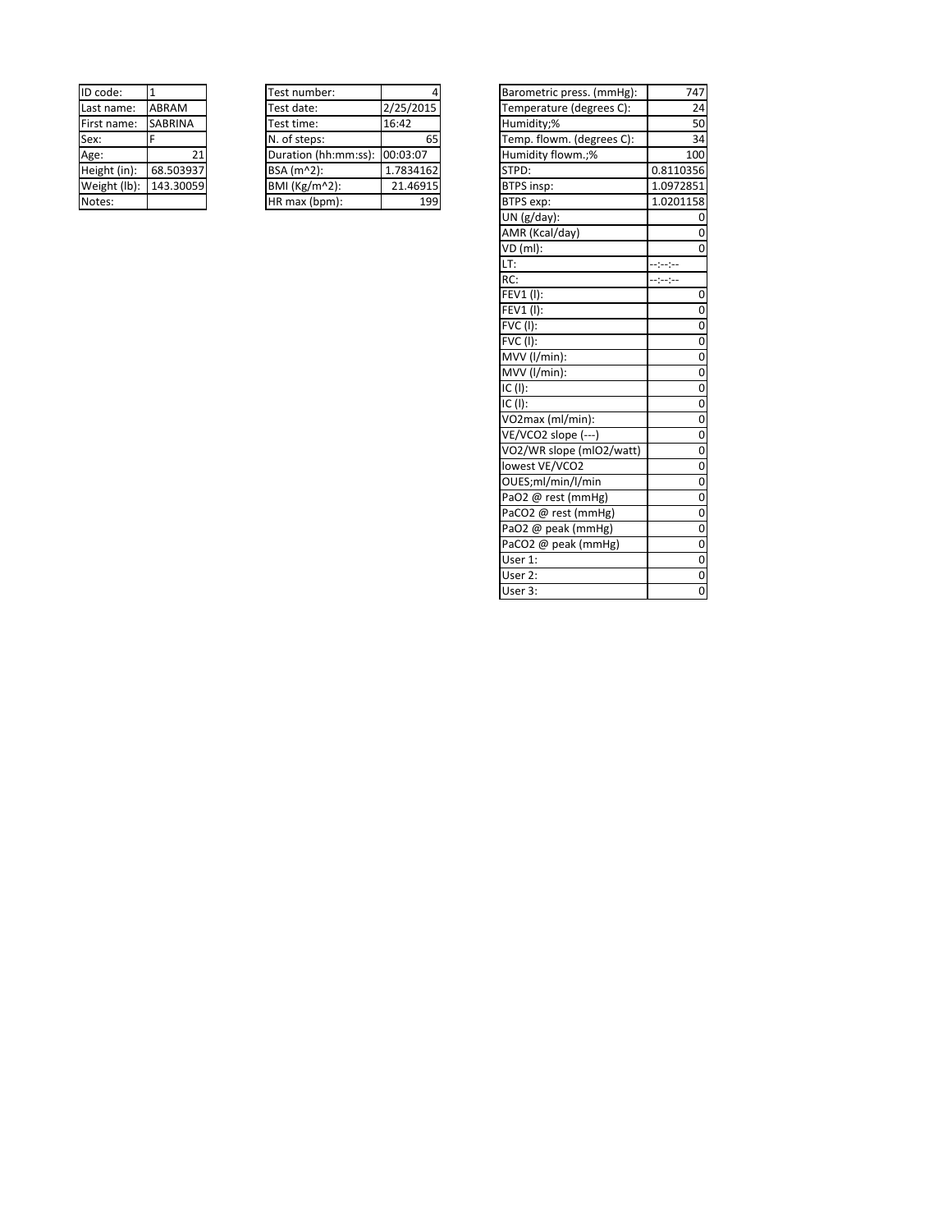| ID code: | 1 |
|---|---|
| Last name: | ABRAM |
| First name: | SABRINA |
| Sex: | F |
| Age: | 21 |
| Height (in): | 68.503937 |
| Weight (lb): | 143.30059 |
| Notes: | |

| Test number: | 4 |
|---|---|
| Test date: | 2/25/2015 |
| Test time: | 16:42 |
| N. of steps: | 65 |
| Duration (hh:mm:ss): | 00:03:07 |
| BSA (m^2): | 1.7834162 |
| BMI (Kg/m^2): | 21.46915 |
| HR max (bpm): | 199 |

| Barometric press. (mmHg): | 747 |
|---|---|
| Temperature (degrees C): | 24 |
| Humidity;% | 50 |
| Temp. flowm. (degrees C): | 34 |
| Humidity flowm.;% | 100 |
| STPD: | 0.8110356 |
| BTPS insp: | 1.0972851 |
| BTPS exp: | 1.0201158 |
| UN (g/day): | 0 |
| AMR (Kcal/day) | 0 |
| VD (ml): | 0 |
| LT: | --:--:-- |
| RC: | --:--:-- |
| FEV1 (l): | 0 |
| FEV1 (l): | 0 |
| FVC (l): | 0 |
| FVC (l): | 0 |
| MVV (l/min): | 0 |
| MVV (l/min): | 0 |
| IC (l): | 0 |
| IC (l): | 0 |
| VO2max (ml/min): | 0 |
| VE/VCO2 slope (---) | 0 |
| VO2/WR slope (mlO2/watt) | 0 |
| lowest VE/VCO2 | 0 |
| OUES;ml/min/l/min | 0 |
| PaO2 @ rest (mmHg) | 0 |
| PaCO2 @ rest (mmHg) | 0 |
| PaO2 @ peak (mmHg) | 0 |
| PaCO2 @ peak (mmHg) | 0 |
| User 1: | 0 |
| User 2: | 0 |
| User 3: | 0 |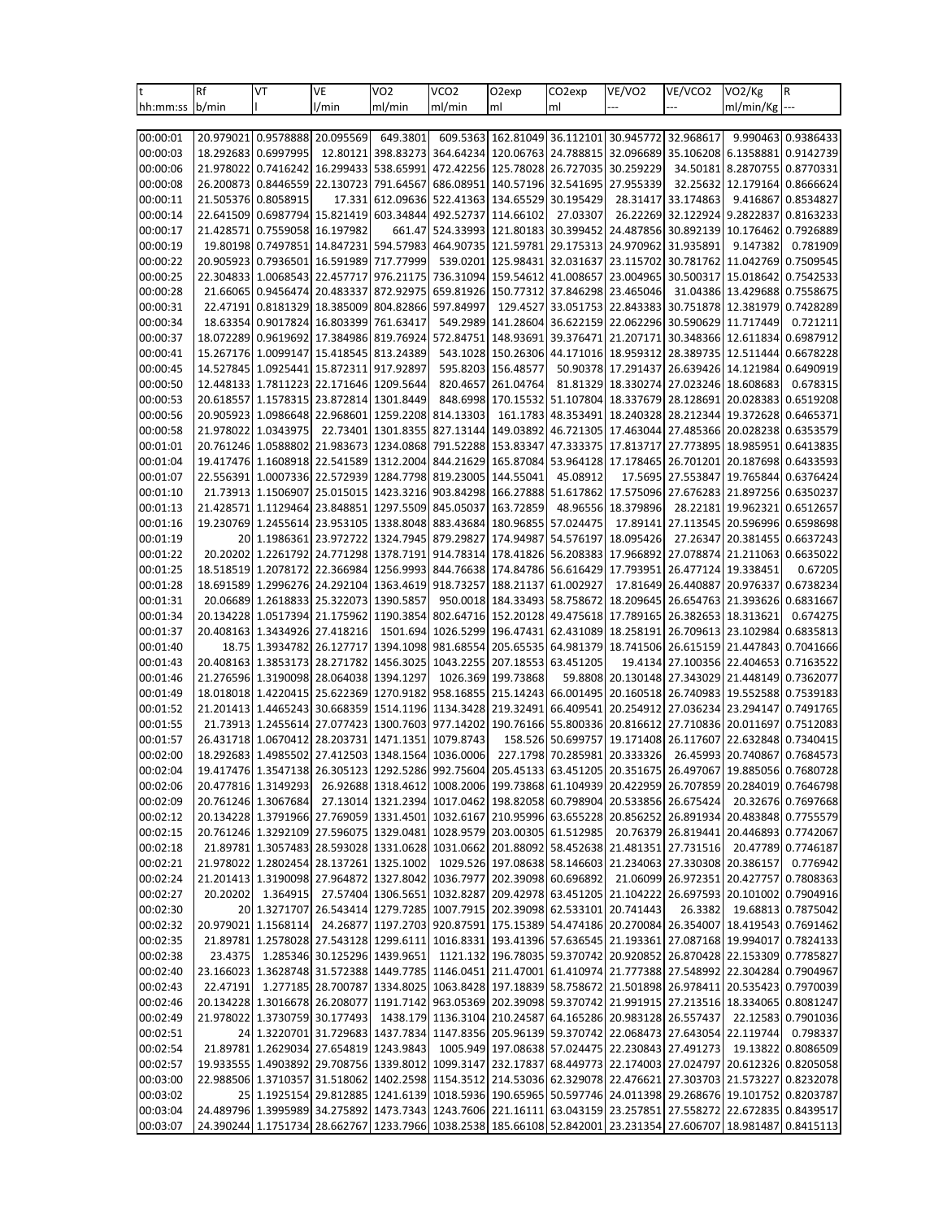| t | Rf | VT | VE | VO2 | VCO2 | O2exp | CO2exp | VE/VO2 | VE/VCO2 | VO2/Kg | R |
|---|---|---|---|---|---|---|---|---|---|---|---|
| hh:mm:ss | b/min | l | l/min | ml/min | ml/min | ml | ml | --- | --- | ml/min/Kg | --- |
| 00:00:01 | 20.979021 | 0.9578888 | 20.095569 | 649.3801 | 609.5363 | 162.81049 | 36.112101 | 30.945772 | 32.968617 | 9.990463 | 0.9386433 |
| 00:00:03 | 18.292683 | 0.6997995 | 12.80121 | 398.83273 | 364.64234 | 120.06763 | 24.788815 | 32.096689 | 35.106208 | 6.1358881 | 0.9142739 |
| 00:00:06 | 21.978022 | 0.7416242 | 16.299433 | 538.65991 | 472.42256 | 125.78028 | 26.727035 | 30.259229 | 34.50181 | 8.2870755 | 0.8770331 |
| 00:00:08 | 26.200873 | 0.8446559 | 22.130723 | 791.64567 | 686.08951 | 140.57196 | 32.541695 | 27.955339 | 32.25632 | 12.179164 | 0.8666624 |
| 00:00:11 | 21.505376 | 0.8058915 | 17.331 | 612.09636 | 522.41363 | 134.65529 | 30.195429 | 28.31417 | 33.174863 | 9.416867 | 0.8534827 |
| 00:00:14 | 22.641509 | 0.6987794 | 15.821419 | 603.34844 | 492.52737 | 114.66102 | 27.03307 | 26.22269 | 32.122924 | 9.2822837 | 0.8163233 |
| 00:00:17 | 21.428571 | 0.7559058 | 16.197982 | 661.47 | 524.33993 | 121.80183 | 30.399452 | 24.487856 | 30.892139 | 10.176462 | 0.7926889 |
| 00:00:19 | 19.80198 | 0.7497851 | 14.847231 | 594.57983 | 464.90735 | 121.59781 | 29.175313 | 24.970962 | 31.935891 | 9.147382 | 0.781909 |
| 00:00:22 | 20.905923 | 0.7936501 | 16.591989 | 717.77999 | 539.0201 | 125.98431 | 32.031637 | 23.115702 | 30.781762 | 11.042769 | 0.7509545 |
| 00:00:25 | 22.304833 | 1.0068543 | 22.457717 | 976.21175 | 736.31094 | 159.54612 | 41.008657 | 23.004965 | 30.500317 | 15.018642 | 0.7542533 |
| 00:00:28 | 21.66065 | 0.9456474 | 20.483337 | 872.92975 | 659.81926 | 150.77312 | 37.846298 | 23.465046 | 31.04386 | 13.429688 | 0.7558675 |
| 00:00:31 | 22.47191 | 0.8181329 | 18.385009 | 804.82866 | 597.84997 | 129.4527 | 33.051753 | 22.843383 | 30.751878 | 12.381979 | 0.7428289 |
| 00:00:34 | 18.63354 | 0.9017824 | 16.803399 | 761.63417 | 549.2989 | 141.28604 | 36.622159 | 22.062296 | 30.590629 | 11.717449 | 0.721211 |
| 00:00:37 | 18.072289 | 0.9619692 | 17.384986 | 819.76924 | 572.84751 | 148.93691 | 39.376471 | 21.207171 | 30.348366 | 12.611834 | 0.6987912 |
| 00:00:41 | 15.267176 | 1.0099147 | 15.418545 | 813.24389 | 543.1028 | 150.26306 | 44.171016 | 18.959312 | 28.389735 | 12.511444 | 0.6678228 |
| 00:00:45 | 14.527845 | 1.0925441 | 15.872311 | 917.92897 | 595.8203 | 156.48577 | 50.90378 | 17.291437 | 26.639426 | 14.121984 | 0.6490919 |
| 00:00:50 | 12.448133 | 1.7811223 | 22.171646 | 1209.5644 | 820.4657 | 261.04764 | 81.81329 | 18.330274 | 27.023246 | 18.608683 | 0.678315 |
| 00:00:53 | 20.618557 | 1.1578315 | 23.872814 | 1301.8449 | 848.6998 | 170.15532 | 51.107804 | 18.337679 | 28.128691 | 20.028383 | 0.6519208 |
| 00:00:56 | 20.905923 | 1.0986648 | 22.968601 | 1259.2208 | 814.13303 | 161.1783 | 48.353491 | 18.240328 | 28.212344 | 19.372628 | 0.6465371 |
| 00:00:58 | 21.978022 | 1.0343975 | 22.73401 | 1301.8355 | 827.13144 | 149.03892 | 46.721305 | 17.463044 | 27.485366 | 20.028238 | 0.6353579 |
| 00:01:01 | 20.761246 | 1.0588802 | 21.983673 | 1234.0868 | 791.52288 | 153.83347 | 47.333375 | 17.813717 | 27.773895 | 18.985951 | 0.6413835 |
| 00:01:04 | 19.417476 | 1.1608918 | 22.541589 | 1312.2004 | 844.21629 | 165.87084 | 53.964128 | 17.178465 | 26.701201 | 20.187698 | 0.6433593 |
| 00:01:07 | 22.556391 | 1.0007336 | 22.572939 | 1284.7798 | 819.23005 | 144.55041 | 45.08912 | 17.5695 | 27.553847 | 19.765844 | 0.6376424 |
| 00:01:10 | 21.73913 | 1.1506907 | 25.015015 | 1423.3216 | 903.84298 | 166.27888 | 51.617862 | 17.575096 | 27.676283 | 21.897256 | 0.6350237 |
| 00:01:13 | 21.428571 | 1.1129464 | 23.848851 | 1297.5509 | 845.05037 | 163.72859 | 48.96556 | 18.379896 | 28.22181 | 19.962321 | 0.6512657 |
| 00:01:16 | 19.230769 | 1.2455614 | 23.953105 | 1338.8048 | 883.43684 | 180.96855 | 57.024475 | 17.89141 | 27.113545 | 20.596996 | 0.6598698 |
| 00:01:19 | 20 | 1.1986361 | 23.972722 | 1324.7945 | 879.29827 | 174.94987 | 54.576197 | 18.095426 | 27.26347 | 20.381455 | 0.6637243 |
| 00:01:22 | 20.20202 | 1.2261792 | 24.771298 | 1378.7191 | 914.78314 | 178.41826 | 56.208383 | 17.966892 | 27.078874 | 21.211063 | 0.6635022 |
| 00:01:25 | 18.518519 | 1.2078172 | 22.366984 | 1256.9993 | 844.76638 | 174.84786 | 56.616429 | 17.793951 | 26.477124 | 19.338451 | 0.67205 |
| 00:01:28 | 18.691589 | 1.2996276 | 24.292104 | 1363.4619 | 918.73257 | 188.21137 | 61.002927 | 17.81649 | 26.440887 | 20.976337 | 0.6738234 |
| 00:01:31 | 20.06689 | 1.2618833 | 25.322073 | 1390.5857 | 950.0018 | 184.33493 | 58.758672 | 18.209645 | 26.654763 | 21.393626 | 0.6831667 |
| 00:01:34 | 20.134228 | 1.0517394 | 21.175962 | 1190.3854 | 802.64716 | 152.20128 | 49.475618 | 17.789165 | 26.382653 | 18.313621 | 0.674275 |
| 00:01:37 | 20.408163 | 1.3434926 | 27.418216 | 1501.694 | 1026.5299 | 196.47431 | 62.431089 | 18.258191 | 26.709613 | 23.102984 | 0.6835813 |
| 00:01:40 | 18.75 | 1.3934782 | 26.127717 | 1394.1098 | 981.68554 | 205.65535 | 64.981379 | 18.741506 | 26.615159 | 21.447843 | 0.7041666 |
| 00:01:43 | 20.408163 | 1.3853173 | 28.271782 | 1456.3025 | 1043.2255 | 207.18553 | 63.451205 | 19.4134 | 27.100356 | 22.404653 | 0.7163522 |
| 00:01:46 | 21.276596 | 1.3190098 | 28.064038 | 1394.1297 | 1026.369 | 199.73868 | 59.8808 | 20.130148 | 27.343029 | 21.448149 | 0.7362077 |
| 00:01:49 | 18.018018 | 1.4220415 | 25.622369 | 1270.9182 | 958.16855 | 215.14243 | 66.001495 | 20.160518 | 26.740983 | 19.552588 | 0.7539183 |
| 00:01:52 | 21.201413 | 1.4465243 | 30.668359 | 1514.1196 | 1134.3428 | 219.32491 | 66.409541 | 20.254912 | 27.036234 | 23.294147 | 0.7491765 |
| 00:01:55 | 21.73913 | 1.2455614 | 27.077423 | 1300.7603 | 977.14202 | 190.76166 | 55.800336 | 20.816612 | 27.710836 | 20.011697 | 0.7512083 |
| 00:01:57 | 26.431718 | 1.0670412 | 28.203731 | 1471.1351 | 1079.8743 | 158.526 | 50.699757 | 19.171408 | 26.117607 | 22.632848 | 0.7340415 |
| 00:02:00 | 18.292683 | 1.4985502 | 27.412503 | 1348.1564 | 1036.0006 | 227.1798 | 70.285981 | 20.333326 | 26.45993 | 20.740867 | 0.7684573 |
| 00:02:04 | 19.417476 | 1.3547138 | 26.305123 | 1292.5286 | 992.75604 | 205.45133 | 63.451205 | 20.351675 | 26.497067 | 19.885056 | 0.7680728 |
| 00:02:06 | 20.477816 | 1.3149293 | 26.92688 | 1318.4612 | 1008.2006 | 199.73868 | 61.104939 | 20.422959 | 26.707859 | 20.284019 | 0.7646798 |
| 00:02:09 | 20.761246 | 1.3067684 | 27.13014 | 1321.2394 | 1017.0462 | 198.82058 | 60.798904 | 20.533856 | 26.675424 | 20.32676 | 0.7697668 |
| 00:02:12 | 20.134228 | 1.3791966 | 27.769059 | 1331.4501 | 1032.6167 | 210.95996 | 63.655228 | 20.856252 | 26.891934 | 20.483848 | 0.7755579 |
| 00:02:15 | 20.761246 | 1.3292109 | 27.596075 | 1329.0481 | 1028.9579 | 203.00305 | 61.512985 | 20.76379 | 26.819441 | 20.446893 | 0.7742067 |
| 00:02:18 | 21.89781 | 1.3057483 | 28.593028 | 1331.0628 | 1031.8662 | 201.88092 | 58.452638 | 21.481351 | 27.731516 | 20.47789 | 0.7746187 |
| 00:02:21 | 21.978022 | 1.2802454 | 28.137261 | 1325.1002 | 1029.526 | 197.08638 | 58.146603 | 21.234063 | 27.330308 | 20.386157 | 0.776942 |
| 00:02:24 | 21.201413 | 1.3190098 | 27.964872 | 1327.8042 | 1036.7977 | 202.39098 | 60.696892 | 21.06099 | 26.972351 | 20.427757 | 0.7808363 |
| 00:02:27 | 20.20202 | 1.364915 | 27.57404 | 1306.5651 | 1032.8287 | 209.42978 | 63.451205 | 21.104222 | 26.697593 | 20.101002 | 0.7904916 |
| 00:02:30 | 20 | 1.3271707 | 26.543414 | 1279.7285 | 1007.7915 | 202.39098 | 62.533101 | 20.741443 | 26.3382 | 19.68813 | 0.7875042 |
| 00:02:32 | 20.979021 | 1.1568114 | 24.26877 | 1197.2703 | 920.87591 | 175.15389 | 54.474186 | 20.270084 | 26.354007 | 18.419543 | 0.7691462 |
| 00:02:35 | 21.89781 | 1.2578028 | 27.543128 | 1299.6111 | 1016.8331 | 193.41396 | 57.636545 | 21.193361 | 27.087168 | 19.994017 | 0.7824133 |
| 00:02:38 | 23.4375 | 1.285346 | 30.125296 | 1439.9651 | 1121.132 | 196.78035 | 59.370742 | 20.920852 | 26.870428 | 22.153309 | 0.7785827 |
| 00:02:40 | 23.166023 | 1.3628748 | 31.572388 | 1449.7785 | 1146.0451 | 211.47001 | 61.410974 | 21.777388 | 27.548992 | 22.304284 | 0.7904967 |
| 00:02:43 | 22.47191 | 1.277185 | 28.700787 | 1334.8025 | 1063.8428 | 197.18839 | 58.758672 | 21.501898 | 26.978411 | 20.535423 | 0.7970039 |
| 00:02:46 | 20.134228 | 1.3016678 | 26.208077 | 1191.7142 | 963.05369 | 202.39098 | 59.370742 | 21.991915 | 27.213516 | 18.334065 | 0.8081247 |
| 00:02:49 | 21.978022 | 1.3730759 | 30.177493 | 1438.179 | 1136.3104 | 210.24587 | 64.165286 | 20.983128 | 26.557437 | 22.12583 | 0.7901036 |
| 00:02:51 | 24 | 1.3220701 | 31.729683 | 1437.7834 | 1147.8356 | 205.96139 | 59.370742 | 22.068473 | 27.643054 | 22.119744 | 0.798337 |
| 00:02:54 | 21.89781 | 1.2629034 | 27.654819 | 1243.9843 | 1005.949 | 197.08638 | 57.024475 | 22.230843 | 27.491273 | 19.13822 | 0.8086509 |
| 00:02:57 | 19.933555 | 1.4903892 | 29.708756 | 1339.8012 | 1099.3147 | 232.17837 | 68.449773 | 22.174003 | 27.024797 | 20.612326 | 0.8205058 |
| 00:03:00 | 22.988506 | 1.3710357 | 31.518062 | 1402.2598 | 1154.3512 | 214.53036 | 62.329078 | 22.476621 | 27.303703 | 21.573227 | 0.8232078 |
| 00:03:02 | 25 | 1.1925154 | 29.812885 | 1241.6139 | 1018.5936 | 190.65965 | 50.597746 | 24.011398 | 29.268676 | 19.101752 | 0.8203787 |
| 00:03:04 | 24.489796 | 1.3995989 | 34.275892 | 1473.7343 | 1243.7606 | 221.16111 | 63.043159 | 23.257851 | 27.558272 | 22.672835 | 0.8439517 |
| 00:03:07 | 24.390244 | 1.1751734 | 28.662767 | 1233.7966 | 1038.2538 | 185.66108 | 52.842001 | 23.231354 | 27.606707 | 18.981487 | 0.8415113 |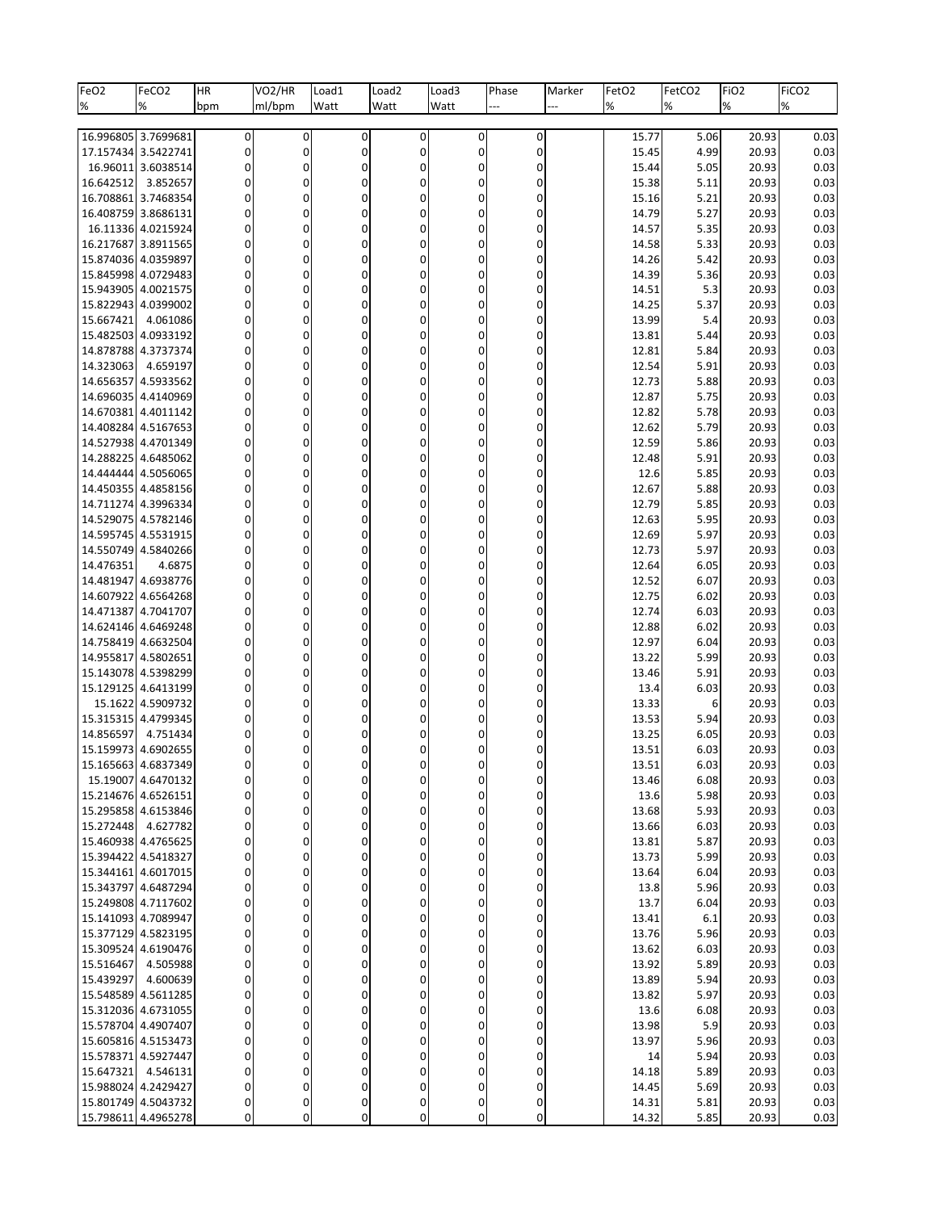| FeO2 | FeCO2 | HR | VO2/HR | Load1 | Load2 | Load3 | Phase | Marker | FetO2 | FetCO2 | FiO2 | FiCO2 |
|---|---|---|---|---|---|---|---|---|---|---|---|---|
| % | % | bpm | ml/bpm | Watt | Watt | Watt | --- | --- | % | % | % | % |
| 16.996805 | 3.7699681 | 0 | 0 | 0 | 0 | 0 | 0 | | 15.77 | 5.06 | 20.93 | 0.03 |
| 17.157434 | 3.5422741 | 0 | 0 | 0 | 0 | 0 | 0 | | 15.45 | 4.99 | 20.93 | 0.03 |
| 16.96011 | 3.6038514 | 0 | 0 | 0 | 0 | 0 | 0 | | 15.44 | 5.05 | 20.93 | 0.03 |
| 16.642512 | 3.852657 | 0 | 0 | 0 | 0 | 0 | 0 | | 15.38 | 5.11 | 20.93 | 0.03 |
| 16.708861 | 3.7468354 | 0 | 0 | 0 | 0 | 0 | 0 | | 15.16 | 5.21 | 20.93 | 0.03 |
| 16.408759 | 3.8686131 | 0 | 0 | 0 | 0 | 0 | 0 | | 14.79 | 5.27 | 20.93 | 0.03 |
| 16.11336 | 4.0215924 | 0 | 0 | 0 | 0 | 0 | 0 | | 14.57 | 5.35 | 20.93 | 0.03 |
| 16.217687 | 3.8911565 | 0 | 0 | 0 | 0 | 0 | 0 | | 14.58 | 5.33 | 20.93 | 0.03 |
| 15.874036 | 4.0359897 | 0 | 0 | 0 | 0 | 0 | 0 | | 14.26 | 5.42 | 20.93 | 0.03 |
| 15.845998 | 4.0729483 | 0 | 0 | 0 | 0 | 0 | 0 | | 14.39 | 5.36 | 20.93 | 0.03 |
| 15.943905 | 4.0021575 | 0 | 0 | 0 | 0 | 0 | 0 | | 14.51 | 5.3 | 20.93 | 0.03 |
| 15.822943 | 4.0399002 | 0 | 0 | 0 | 0 | 0 | 0 | | 14.25 | 5.37 | 20.93 | 0.03 |
| 15.667421 | 4.061086 | 0 | 0 | 0 | 0 | 0 | 0 | | 13.99 | 5.4 | 20.93 | 0.03 |
| 15.482503 | 4.0933192 | 0 | 0 | 0 | 0 | 0 | 0 | | 13.81 | 5.44 | 20.93 | 0.03 |
| 14.878788 | 4.3737374 | 0 | 0 | 0 | 0 | 0 | 0 | | 12.81 | 5.84 | 20.93 | 0.03 |
| 14.323063 | 4.659197 | 0 | 0 | 0 | 0 | 0 | 0 | | 12.54 | 5.91 | 20.93 | 0.03 |
| 14.656357 | 4.5933562 | 0 | 0 | 0 | 0 | 0 | 0 | | 12.73 | 5.88 | 20.93 | 0.03 |
| 14.696035 | 4.4140969 | 0 | 0 | 0 | 0 | 0 | 0 | | 12.87 | 5.75 | 20.93 | 0.03 |
| 14.670381 | 4.4011142 | 0 | 0 | 0 | 0 | 0 | 0 | | 12.82 | 5.78 | 20.93 | 0.03 |
| 14.408284 | 4.5167653 | 0 | 0 | 0 | 0 | 0 | 0 | | 12.62 | 5.79 | 20.93 | 0.03 |
| 14.527938 | 4.4701349 | 0 | 0 | 0 | 0 | 0 | 0 | | 12.59 | 5.86 | 20.93 | 0.03 |
| 14.288225 | 4.6485062 | 0 | 0 | 0 | 0 | 0 | 0 | | 12.48 | 5.91 | 20.93 | 0.03 |
| 14.444444 | 4.5056065 | 0 | 0 | 0 | 0 | 0 | 0 | | 12.6 | 5.85 | 20.93 | 0.03 |
| 14.450355 | 4.4858156 | 0 | 0 | 0 | 0 | 0 | 0 | | 12.67 | 5.88 | 20.93 | 0.03 |
| 14.711274 | 4.3996334 | 0 | 0 | 0 | 0 | 0 | 0 | | 12.79 | 5.85 | 20.93 | 0.03 |
| 14.529075 | 4.5782146 | 0 | 0 | 0 | 0 | 0 | 0 | | 12.63 | 5.95 | 20.93 | 0.03 |
| 14.595745 | 4.5531915 | 0 | 0 | 0 | 0 | 0 | 0 | | 12.69 | 5.97 | 20.93 | 0.03 |
| 14.550749 | 4.5840266 | 0 | 0 | 0 | 0 | 0 | 0 | | 12.73 | 5.97 | 20.93 | 0.03 |
| 14.476351 | 4.6875 | 0 | 0 | 0 | 0 | 0 | 0 | | 12.64 | 6.05 | 20.93 | 0.03 |
| 14.481947 | 4.6938776 | 0 | 0 | 0 | 0 | 0 | 0 | | 12.52 | 6.07 | 20.93 | 0.03 |
| 14.607922 | 4.6564268 | 0 | 0 | 0 | 0 | 0 | 0 | | 12.75 | 6.02 | 20.93 | 0.03 |
| 14.471387 | 4.7041707 | 0 | 0 | 0 | 0 | 0 | 0 | | 12.74 | 6.03 | 20.93 | 0.03 |
| 14.624146 | 4.6469248 | 0 | 0 | 0 | 0 | 0 | 0 | | 12.88 | 6.02 | 20.93 | 0.03 |
| 14.758419 | 4.6632504 | 0 | 0 | 0 | 0 | 0 | 0 | | 12.97 | 6.04 | 20.93 | 0.03 |
| 14.955817 | 4.5802651 | 0 | 0 | 0 | 0 | 0 | 0 | | 13.22 | 5.99 | 20.93 | 0.03 |
| 15.143078 | 4.5398299 | 0 | 0 | 0 | 0 | 0 | 0 | | 13.46 | 5.91 | 20.93 | 0.03 |
| 15.129125 | 4.6413199 | 0 | 0 | 0 | 0 | 0 | 0 | | 13.4 | 6.03 | 20.93 | 0.03 |
| 15.1622 | 4.5909732 | 0 | 0 | 0 | 0 | 0 | 0 | | 13.33 | 6 | 20.93 | 0.03 |
| 15.315315 | 4.4799345 | 0 | 0 | 0 | 0 | 0 | 0 | | 13.53 | 5.94 | 20.93 | 0.03 |
| 14.856597 | 4.751434 | 0 | 0 | 0 | 0 | 0 | 0 | | 13.25 | 6.05 | 20.93 | 0.03 |
| 15.159973 | 4.6902655 | 0 | 0 | 0 | 0 | 0 | 0 | | 13.51 | 6.03 | 20.93 | 0.03 |
| 15.165663 | 4.6837349 | 0 | 0 | 0 | 0 | 0 | 0 | | 13.51 | 6.03 | 20.93 | 0.03 |
| 15.19007 | 4.6470132 | 0 | 0 | 0 | 0 | 0 | 0 | | 13.46 | 6.08 | 20.93 | 0.03 |
| 15.214676 | 4.6526151 | 0 | 0 | 0 | 0 | 0 | 0 | | 13.6 | 5.98 | 20.93 | 0.03 |
| 15.295858 | 4.6153846 | 0 | 0 | 0 | 0 | 0 | 0 | | 13.68 | 5.93 | 20.93 | 0.03 |
| 15.272448 | 4.627782 | 0 | 0 | 0 | 0 | 0 | 0 | | 13.66 | 6.03 | 20.93 | 0.03 |
| 15.460938 | 4.4765625 | 0 | 0 | 0 | 0 | 0 | 0 | | 13.81 | 5.87 | 20.93 | 0.03 |
| 15.394422 | 4.5418327 | 0 | 0 | 0 | 0 | 0 | 0 | | 13.73 | 5.99 | 20.93 | 0.03 |
| 15.344161 | 4.6017015 | 0 | 0 | 0 | 0 | 0 | 0 | | 13.64 | 6.04 | 20.93 | 0.03 |
| 15.343797 | 4.6487294 | 0 | 0 | 0 | 0 | 0 | 0 | | 13.8 | 5.96 | 20.93 | 0.03 |
| 15.249808 | 4.7117602 | 0 | 0 | 0 | 0 | 0 | 0 | | 13.7 | 6.04 | 20.93 | 0.03 |
| 15.141093 | 4.7089947 | 0 | 0 | 0 | 0 | 0 | 0 | | 13.41 | 6.1 | 20.93 | 0.03 |
| 15.377129 | 4.5823195 | 0 | 0 | 0 | 0 | 0 | 0 | | 13.76 | 5.96 | 20.93 | 0.03 |
| 15.309524 | 4.6190476 | 0 | 0 | 0 | 0 | 0 | 0 | | 13.62 | 6.03 | 20.93 | 0.03 |
| 15.516467 | 4.505988 | 0 | 0 | 0 | 0 | 0 | 0 | | 13.92 | 5.89 | 20.93 | 0.03 |
| 15.439297 | 4.600639 | 0 | 0 | 0 | 0 | 0 | 0 | | 13.89 | 5.94 | 20.93 | 0.03 |
| 15.548589 | 4.5611285 | 0 | 0 | 0 | 0 | 0 | 0 | | 13.82 | 5.97 | 20.93 | 0.03 |
| 15.312036 | 4.6731055 | 0 | 0 | 0 | 0 | 0 | 0 | | 13.6 | 6.08 | 20.93 | 0.03 |
| 15.578704 | 4.4907407 | 0 | 0 | 0 | 0 | 0 | 0 | | 13.98 | 5.9 | 20.93 | 0.03 |
| 15.605816 | 4.5153473 | 0 | 0 | 0 | 0 | 0 | 0 | | 13.97 | 5.96 | 20.93 | 0.03 |
| 15.578371 | 4.5927447 | 0 | 0 | 0 | 0 | 0 | 0 | | 14 | 5.94 | 20.93 | 0.03 |
| 15.647321 | 4.546131 | 0 | 0 | 0 | 0 | 0 | 0 | | 14.18 | 5.89 | 20.93 | 0.03 |
| 15.988024 | 4.2429427 | 0 | 0 | 0 | 0 | 0 | 0 | | 14.45 | 5.69 | 20.93 | 0.03 |
| 15.801749 | 4.5043732 | 0 | 0 | 0 | 0 | 0 | 0 | | 14.31 | 5.81 | 20.93 | 0.03 |
| 15.798611 | 4.4965278 | 0 | 0 | 0 | 0 | 0 | 0 | | 14.32 | 5.85 | 20.93 | 0.03 |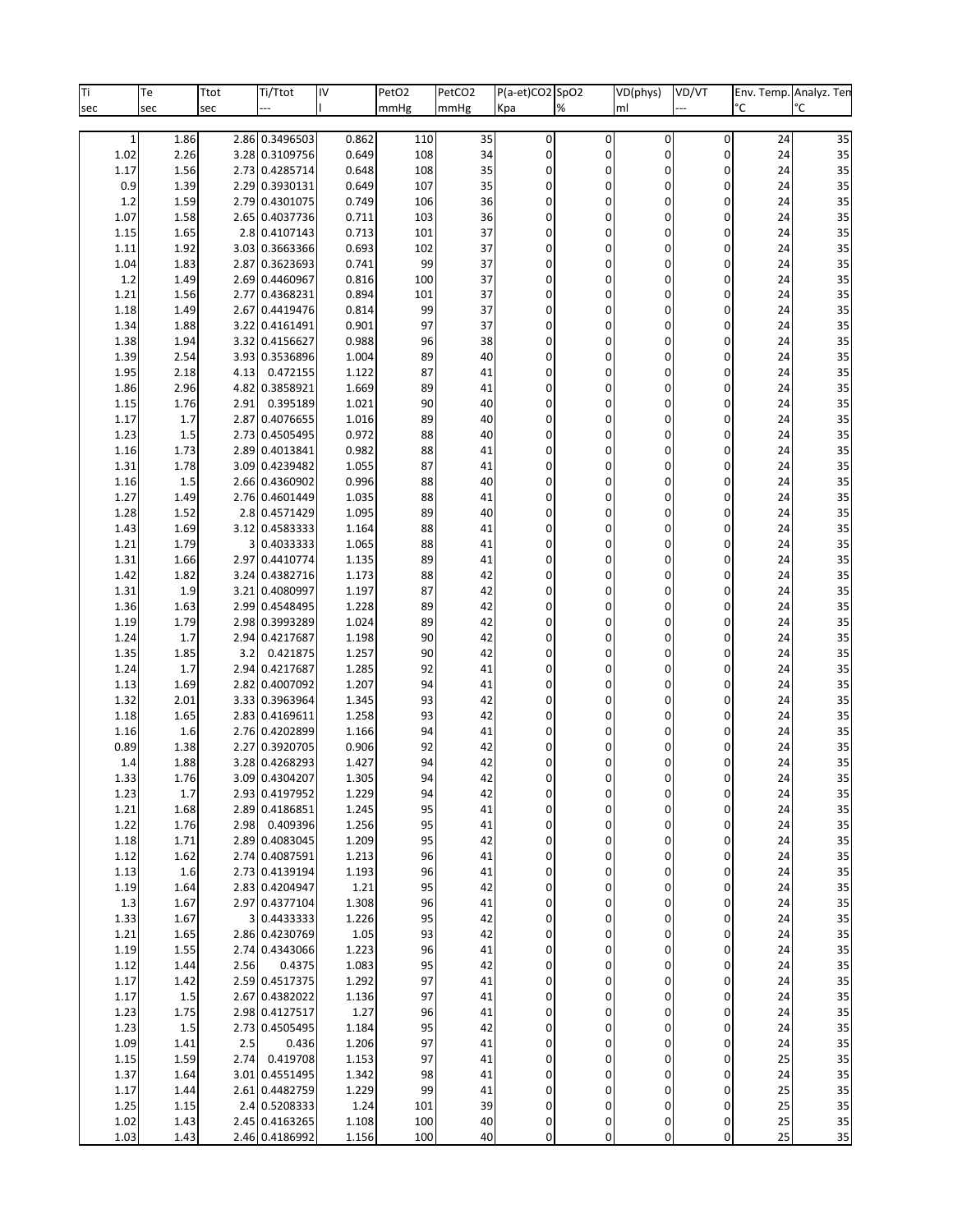| Ti | Te | Ttot | Ti/Ttot | IV | PetO2 | PetCO2 | P(a-et)CO2 | SpO2 | VD(phys) | VD/VT | Env. Temp. | Analyz. Ten |
|---|---|---|---|---|---|---|---|---|---|---|---|---|
| sec | sec | sec | --- | l | mmHg | mmHg | Kpa | % | ml | --- | °C | °C |
| 1 | 1.86 | 2.86 | 0.3496503 | 0.862 | 110 | 35 | 0 | 0 | 0 | 0 | 24 | 35 |
| 1.02 | 2.26 | 3.28 | 0.3109756 | 0.649 | 108 | 34 | 0 | 0 | 0 | 0 | 24 | 35 |
| 1.17 | 1.56 | 2.73 | 0.4285714 | 0.648 | 108 | 35 | 0 | 0 | 0 | 0 | 24 | 35 |
| 0.9 | 1.39 | 2.29 | 0.3930131 | 0.649 | 107 | 35 | 0 | 0 | 0 | 0 | 24 | 35 |
| 1.2 | 1.59 | 2.79 | 0.4301075 | 0.749 | 106 | 36 | 0 | 0 | 0 | 0 | 24 | 35 |
| 1.07 | 1.58 | 2.65 | 0.4037736 | 0.711 | 103 | 36 | 0 | 0 | 0 | 0 | 24 | 35 |
| 1.15 | 1.65 | 2.8 | 0.4107143 | 0.713 | 101 | 37 | 0 | 0 | 0 | 0 | 24 | 35 |
| 1.11 | 1.92 | 3.03 | 0.3663366 | 0.693 | 102 | 37 | 0 | 0 | 0 | 0 | 24 | 35 |
| 1.04 | 1.83 | 2.87 | 0.3623693 | 0.741 | 99 | 37 | 0 | 0 | 0 | 0 | 24 | 35 |
| 1.2 | 1.49 | 2.69 | 0.4460967 | 0.816 | 100 | 37 | 0 | 0 | 0 | 0 | 24 | 35 |
| 1.21 | 1.56 | 2.77 | 0.4368231 | 0.894 | 101 | 37 | 0 | 0 | 0 | 0 | 24 | 35 |
| 1.18 | 1.49 | 2.67 | 0.4419476 | 0.814 | 99 | 37 | 0 | 0 | 0 | 0 | 24 | 35 |
| 1.34 | 1.88 | 3.22 | 0.4161491 | 0.901 | 97 | 37 | 0 | 0 | 0 | 0 | 24 | 35 |
| 1.38 | 1.94 | 3.32 | 0.4156627 | 0.988 | 96 | 38 | 0 | 0 | 0 | 0 | 24 | 35 |
| 1.39 | 2.54 | 3.93 | 0.3536896 | 1.004 | 89 | 40 | 0 | 0 | 0 | 0 | 24 | 35 |
| 1.95 | 2.18 | 4.13 | 0.472155 | 1.122 | 87 | 41 | 0 | 0 | 0 | 0 | 24 | 35 |
| 1.86 | 2.96 | 4.82 | 0.3858921 | 1.669 | 89 | 41 | 0 | 0 | 0 | 0 | 24 | 35 |
| 1.15 | 1.76 | 2.91 | 0.395189 | 1.021 | 90 | 40 | 0 | 0 | 0 | 0 | 24 | 35 |
| 1.17 | 1.7 | 2.87 | 0.4076655 | 1.016 | 89 | 40 | 0 | 0 | 0 | 0 | 24 | 35 |
| 1.23 | 1.5 | 2.73 | 0.4505495 | 0.972 | 88 | 40 | 0 | 0 | 0 | 0 | 24 | 35 |
| 1.16 | 1.73 | 2.89 | 0.4013841 | 0.982 | 88 | 41 | 0 | 0 | 0 | 0 | 24 | 35 |
| 1.31 | 1.78 | 3.09 | 0.4239482 | 1.055 | 87 | 41 | 0 | 0 | 0 | 0 | 24 | 35 |
| 1.16 | 1.5 | 2.66 | 0.4360902 | 0.996 | 88 | 40 | 0 | 0 | 0 | 0 | 24 | 35 |
| 1.27 | 1.49 | 2.76 | 0.4601449 | 1.035 | 88 | 41 | 0 | 0 | 0 | 0 | 24 | 35 |
| 1.28 | 1.52 | 2.8 | 0.4571429 | 1.095 | 89 | 40 | 0 | 0 | 0 | 0 | 24 | 35 |
| 1.43 | 1.69 | 3.12 | 0.4583333 | 1.164 | 88 | 41 | 0 | 0 | 0 | 0 | 24 | 35 |
| 1.21 | 1.79 | 3 | 0.4033333 | 1.065 | 88 | 41 | 0 | 0 | 0 | 0 | 24 | 35 |
| 1.31 | 1.66 | 2.97 | 0.4410774 | 1.135 | 89 | 41 | 0 | 0 | 0 | 0 | 24 | 35 |
| 1.42 | 1.82 | 3.24 | 0.4382716 | 1.173 | 88 | 42 | 0 | 0 | 0 | 0 | 24 | 35 |
| 1.31 | 1.9 | 3.21 | 0.4080997 | 1.197 | 87 | 42 | 0 | 0 | 0 | 0 | 24 | 35 |
| 1.36 | 1.63 | 2.99 | 0.4548495 | 1.228 | 89 | 42 | 0 | 0 | 0 | 0 | 24 | 35 |
| 1.19 | 1.79 | 2.98 | 0.3993289 | 1.024 | 89 | 42 | 0 | 0 | 0 | 0 | 24 | 35 |
| 1.24 | 1.7 | 2.94 | 0.4217687 | 1.198 | 90 | 42 | 0 | 0 | 0 | 0 | 24 | 35 |
| 1.35 | 1.85 | 3.2 | 0.421875 | 1.257 | 90 | 42 | 0 | 0 | 0 | 0 | 24 | 35 |
| 1.24 | 1.7 | 2.94 | 0.4217687 | 1.285 | 92 | 41 | 0 | 0 | 0 | 0 | 24 | 35 |
| 1.13 | 1.69 | 2.82 | 0.4007092 | 1.207 | 94 | 41 | 0 | 0 | 0 | 0 | 24 | 35 |
| 1.32 | 2.01 | 3.33 | 0.3963964 | 1.345 | 93 | 42 | 0 | 0 | 0 | 0 | 24 | 35 |
| 1.18 | 1.65 | 2.83 | 0.4169611 | 1.258 | 93 | 42 | 0 | 0 | 0 | 0 | 24 | 35 |
| 1.16 | 1.6 | 2.76 | 0.4202899 | 1.166 | 94 | 41 | 0 | 0 | 0 | 0 | 24 | 35 |
| 0.89 | 1.38 | 2.27 | 0.3920705 | 0.906 | 92 | 42 | 0 | 0 | 0 | 0 | 24 | 35 |
| 1.4 | 1.88 | 3.28 | 0.4268293 | 1.427 | 94 | 42 | 0 | 0 | 0 | 0 | 24 | 35 |
| 1.33 | 1.76 | 3.09 | 0.4304207 | 1.305 | 94 | 42 | 0 | 0 | 0 | 0 | 24 | 35 |
| 1.23 | 1.7 | 2.93 | 0.4197952 | 1.229 | 94 | 42 | 0 | 0 | 0 | 0 | 24 | 35 |
| 1.21 | 1.68 | 2.89 | 0.4186851 | 1.245 | 95 | 41 | 0 | 0 | 0 | 0 | 24 | 35 |
| 1.22 | 1.76 | 2.98 | 0.409396 | 1.256 | 95 | 41 | 0 | 0 | 0 | 0 | 24 | 35 |
| 1.18 | 1.71 | 2.89 | 0.4083045 | 1.209 | 95 | 42 | 0 | 0 | 0 | 0 | 24 | 35 |
| 1.12 | 1.62 | 2.74 | 0.4087591 | 1.213 | 96 | 41 | 0 | 0 | 0 | 0 | 24 | 35 |
| 1.13 | 1.6 | 2.73 | 0.4139194 | 1.193 | 96 | 41 | 0 | 0 | 0 | 0 | 24 | 35 |
| 1.19 | 1.64 | 2.83 | 0.4204947 | 1.21 | 95 | 42 | 0 | 0 | 0 | 0 | 24 | 35 |
| 1.3 | 1.67 | 2.97 | 0.4377104 | 1.308 | 96 | 41 | 0 | 0 | 0 | 0 | 24 | 35 |
| 1.33 | 1.67 | 3 | 0.4433333 | 1.226 | 95 | 42 | 0 | 0 | 0 | 0 | 24 | 35 |
| 1.21 | 1.65 | 2.86 | 0.4230769 | 1.05 | 93 | 42 | 0 | 0 | 0 | 0 | 24 | 35 |
| 1.19 | 1.55 | 2.74 | 0.4343066 | 1.223 | 96 | 41 | 0 | 0 | 0 | 0 | 24 | 35 |
| 1.12 | 1.44 | 2.56 | 0.4375 | 1.083 | 95 | 42 | 0 | 0 | 0 | 0 | 24 | 35 |
| 1.17 | 1.42 | 2.59 | 0.4517375 | 1.292 | 97 | 41 | 0 | 0 | 0 | 0 | 24 | 35 |
| 1.17 | 1.5 | 2.67 | 0.4382022 | 1.136 | 97 | 41 | 0 | 0 | 0 | 0 | 24 | 35 |
| 1.23 | 1.75 | 2.98 | 0.4127517 | 1.27 | 96 | 41 | 0 | 0 | 0 | 0 | 24 | 35 |
| 1.23 | 1.5 | 2.73 | 0.4505495 | 1.184 | 95 | 42 | 0 | 0 | 0 | 0 | 24 | 35 |
| 1.09 | 1.41 | 2.5 | 0.436 | 1.206 | 97 | 41 | 0 | 0 | 0 | 0 | 24 | 35 |
| 1.15 | 1.59 | 2.74 | 0.419708 | 1.153 | 97 | 41 | 0 | 0 | 0 | 0 | 25 | 35 |
| 1.37 | 1.64 | 3.01 | 0.4551495 | 1.342 | 98 | 41 | 0 | 0 | 0 | 0 | 24 | 35 |
| 1.17 | 1.44 | 2.61 | 0.4482759 | 1.229 | 99 | 41 | 0 | 0 | 0 | 0 | 25 | 35 |
| 1.25 | 1.15 | 2.4 | 0.5208333 | 1.24 | 101 | 39 | 0 | 0 | 0 | 0 | 25 | 35 |
| 1.02 | 1.43 | 2.45 | 0.4163265 | 1.108 | 100 | 40 | 0 | 0 | 0 | 0 | 25 | 35 |
| 1.03 | 1.43 | 2.46 | 0.4186992 | 1.156 | 100 | 40 | 0 | 0 | 0 | 0 | 25 | 35 |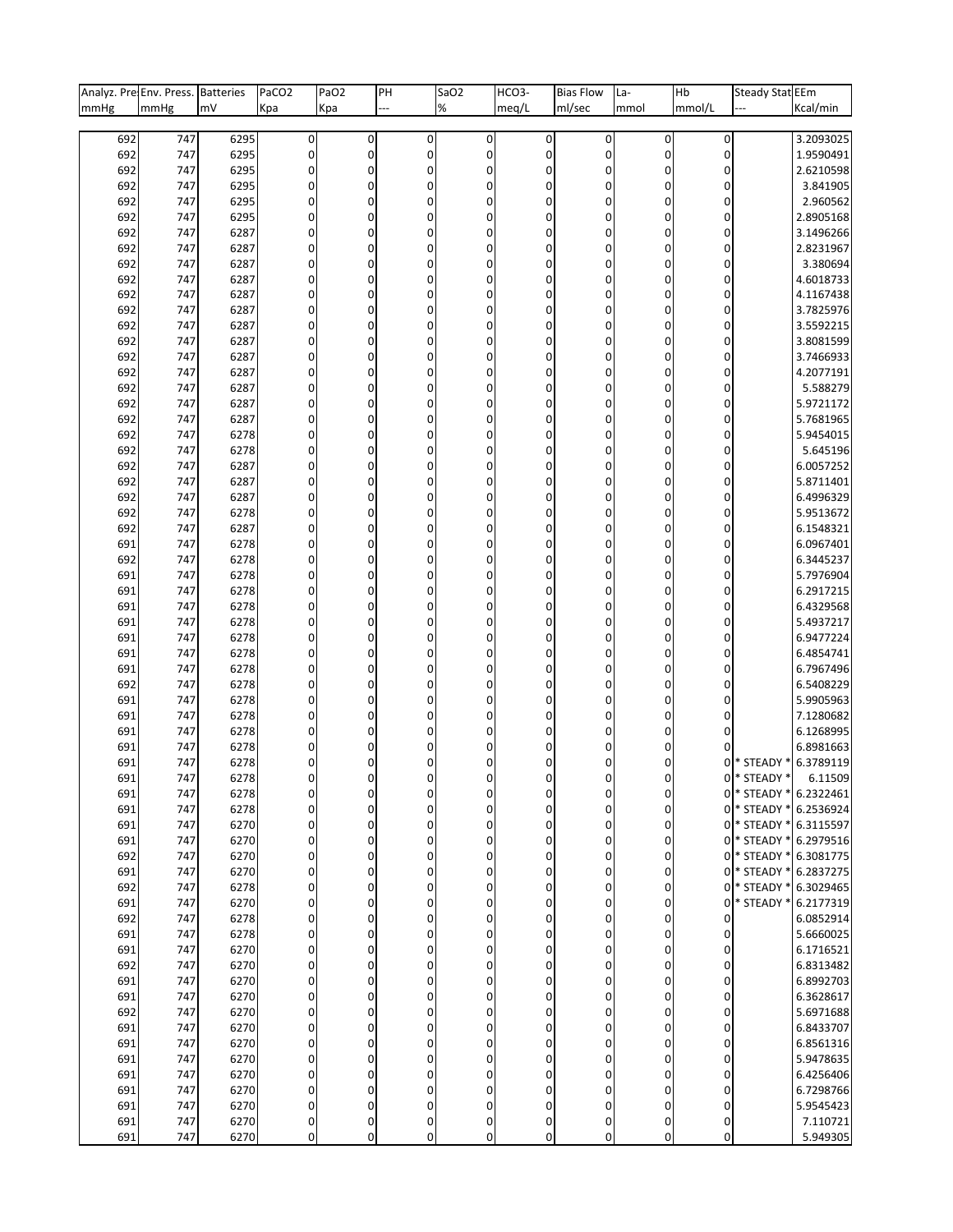| Analyz. Press. | Env. Press. | Batteries | PaCO2 | PaO2 | PH | SaO2 | HCO3- | Bias Flow | La- | Hb | Steady State | EEm |
|---|---|---|---|---|---|---|---|---|---|---|---|---|
| mmHg | mmHg | mV | Kpa | Kpa | --- | % | meq/L | ml/sec | mmol | mmol/L | --- | Kcal/min |
| 692 | 747 | 6295 | 0 | 0 | 0 | 0 | 0 | 0 | 0 | 0 | | 3.2093025 |
| 692 | 747 | 6295 | 0 | 0 | 0 | 0 | 0 | 0 | 0 | 0 | | 1.9590491 |
| 692 | 747 | 6295 | 0 | 0 | 0 | 0 | 0 | 0 | 0 | 0 | | 2.6210598 |
| 692 | 747 | 6295 | 0 | 0 | 0 | 0 | 0 | 0 | 0 | 0 | | 3.841905 |
| 692 | 747 | 6295 | 0 | 0 | 0 | 0 | 0 | 0 | 0 | 0 | | 2.960562 |
| 692 | 747 | 6295 | 0 | 0 | 0 | 0 | 0 | 0 | 0 | 0 | | 2.8905168 |
| 692 | 747 | 6287 | 0 | 0 | 0 | 0 | 0 | 0 | 0 | 0 | | 3.1496266 |
| 692 | 747 | 6287 | 0 | 0 | 0 | 0 | 0 | 0 | 0 | 0 | | 2.8231967 |
| 692 | 747 | 6287 | 0 | 0 | 0 | 0 | 0 | 0 | 0 | 0 | | 3.380694 |
| 692 | 747 | 6287 | 0 | 0 | 0 | 0 | 0 | 0 | 0 | 0 | | 4.6018733 |
| 692 | 747 | 6287 | 0 | 0 | 0 | 0 | 0 | 0 | 0 | 0 | | 4.1167438 |
| 692 | 747 | 6287 | 0 | 0 | 0 | 0 | 0 | 0 | 0 | 0 | | 3.7825976 |
| 692 | 747 | 6287 | 0 | 0 | 0 | 0 | 0 | 0 | 0 | 0 | | 3.5592215 |
| 692 | 747 | 6287 | 0 | 0 | 0 | 0 | 0 | 0 | 0 | 0 | | 3.8081599 |
| 692 | 747 | 6287 | 0 | 0 | 0 | 0 | 0 | 0 | 0 | 0 | | 3.7466933 |
| 692 | 747 | 6287 | 0 | 0 | 0 | 0 | 0 | 0 | 0 | 0 | | 4.2077191 |
| 692 | 747 | 6287 | 0 | 0 | 0 | 0 | 0 | 0 | 0 | 0 | | 5.588279 |
| 692 | 747 | 6287 | 0 | 0 | 0 | 0 | 0 | 0 | 0 | 0 | | 5.9721172 |
| 692 | 747 | 6287 | 0 | 0 | 0 | 0 | 0 | 0 | 0 | 0 | | 5.7681965 |
| 692 | 747 | 6278 | 0 | 0 | 0 | 0 | 0 | 0 | 0 | 0 | | 5.9454015 |
| 692 | 747 | 6278 | 0 | 0 | 0 | 0 | 0 | 0 | 0 | 0 | | 5.645196 |
| 692 | 747 | 6287 | 0 | 0 | 0 | 0 | 0 | 0 | 0 | 0 | | 6.0057252 |
| 692 | 747 | 6287 | 0 | 0 | 0 | 0 | 0 | 0 | 0 | 0 | | 5.8711401 |
| 692 | 747 | 6287 | 0 | 0 | 0 | 0 | 0 | 0 | 0 | 0 | | 6.4996329 |
| 692 | 747 | 6278 | 0 | 0 | 0 | 0 | 0 | 0 | 0 | 0 | | 5.9513672 |
| 692 | 747 | 6287 | 0 | 0 | 0 | 0 | 0 | 0 | 0 | 0 | | 6.1548321 |
| 691 | 747 | 6278 | 0 | 0 | 0 | 0 | 0 | 0 | 0 | 0 | | 6.0967401 |
| 692 | 747 | 6278 | 0 | 0 | 0 | 0 | 0 | 0 | 0 | 0 | | 6.3445237 |
| 691 | 747 | 6278 | 0 | 0 | 0 | 0 | 0 | 0 | 0 | 0 | | 5.7976904 |
| 691 | 747 | 6278 | 0 | 0 | 0 | 0 | 0 | 0 | 0 | 0 | | 6.2917215 |
| 691 | 747 | 6278 | 0 | 0 | 0 | 0 | 0 | 0 | 0 | 0 | | 6.4329568 |
| 691 | 747 | 6278 | 0 | 0 | 0 | 0 | 0 | 0 | 0 | 0 | | 5.4937217 |
| 691 | 747 | 6278 | 0 | 0 | 0 | 0 | 0 | 0 | 0 | 0 | | 6.9477224 |
| 691 | 747 | 6278 | 0 | 0 | 0 | 0 | 0 | 0 | 0 | 0 | | 6.4854741 |
| 691 | 747 | 6278 | 0 | 0 | 0 | 0 | 0 | 0 | 0 | 0 | | 6.7967496 |
| 692 | 747 | 6278 | 0 | 0 | 0 | 0 | 0 | 0 | 0 | 0 | | 6.5408229 |
| 691 | 747 | 6278 | 0 | 0 | 0 | 0 | 0 | 0 | 0 | 0 | | 5.9905963 |
| 691 | 747 | 6278 | 0 | 0 | 0 | 0 | 0 | 0 | 0 | 0 | | 7.1280682 |
| 691 | 747 | 6278 | 0 | 0 | 0 | 0 | 0 | 0 | 0 | 0 | | 6.1268995 |
| 691 | 747 | 6278 | 0 | 0 | 0 | 0 | 0 | 0 | 0 | 0 | | 6.8981663 |
| 691 | 747 | 6278 | 0 | 0 | 0 | 0 | 0 | 0 | 0 | 0 | * STEADY * | 6.3789119 |
| 691 | 747 | 6278 | 0 | 0 | 0 | 0 | 0 | 0 | 0 | 0 | * STEADY * | 6.11509 |
| 691 | 747 | 6278 | 0 | 0 | 0 | 0 | 0 | 0 | 0 | 0 | * STEADY * | 6.2322461 |
| 691 | 747 | 6278 | 0 | 0 | 0 | 0 | 0 | 0 | 0 | 0 | * STEADY * | 6.2536924 |
| 691 | 747 | 6270 | 0 | 0 | 0 | 0 | 0 | 0 | 0 | 0 | * STEADY * | 6.3115597 |
| 691 | 747 | 6270 | 0 | 0 | 0 | 0 | 0 | 0 | 0 | 0 | * STEADY * | 6.2979516 |
| 692 | 747 | 6270 | 0 | 0 | 0 | 0 | 0 | 0 | 0 | 0 | * STEADY * | 6.3081775 |
| 691 | 747 | 6270 | 0 | 0 | 0 | 0 | 0 | 0 | 0 | 0 | * STEADY * | 6.2837275 |
| 692 | 747 | 6278 | 0 | 0 | 0 | 0 | 0 | 0 | 0 | 0 | * STEADY * | 6.3029465 |
| 691 | 747 | 6270 | 0 | 0 | 0 | 0 | 0 | 0 | 0 | 0 | * STEADY * | 6.2177319 |
| 692 | 747 | 6278 | 0 | 0 | 0 | 0 | 0 | 0 | 0 | 0 | | 6.0852914 |
| 691 | 747 | 6278 | 0 | 0 | 0 | 0 | 0 | 0 | 0 | 0 | | 5.6660025 |
| 691 | 747 | 6270 | 0 | 0 | 0 | 0 | 0 | 0 | 0 | 0 | | 6.1716521 |
| 692 | 747 | 6270 | 0 | 0 | 0 | 0 | 0 | 0 | 0 | 0 | | 6.8313482 |
| 691 | 747 | 6270 | 0 | 0 | 0 | 0 | 0 | 0 | 0 | 0 | | 6.8992703 |
| 691 | 747 | 6270 | 0 | 0 | 0 | 0 | 0 | 0 | 0 | 0 | | 6.3628617 |
| 692 | 747 | 6270 | 0 | 0 | 0 | 0 | 0 | 0 | 0 | 0 | | 5.6971688 |
| 691 | 747 | 6270 | 0 | 0 | 0 | 0 | 0 | 0 | 0 | 0 | | 6.8433707 |
| 691 | 747 | 6270 | 0 | 0 | 0 | 0 | 0 | 0 | 0 | 0 | | 6.8561316 |
| 691 | 747 | 6270 | 0 | 0 | 0 | 0 | 0 | 0 | 0 | 0 | | 5.9478635 |
| 691 | 747 | 6270 | 0 | 0 | 0 | 0 | 0 | 0 | 0 | 0 | | 6.4256406 |
| 691 | 747 | 6270 | 0 | 0 | 0 | 0 | 0 | 0 | 0 | 0 | | 6.7298766 |
| 691 | 747 | 6270 | 0 | 0 | 0 | 0 | 0 | 0 | 0 | 0 | | 5.9545423 |
| 691 | 747 | 6270 | 0 | 0 | 0 | 0 | 0 | 0 | 0 | 0 | | 7.110721 |
| 691 | 747 | 6270 | 0 | 0 | 0 | 0 | 0 | 0 | 0 | 0 | | 5.949305 |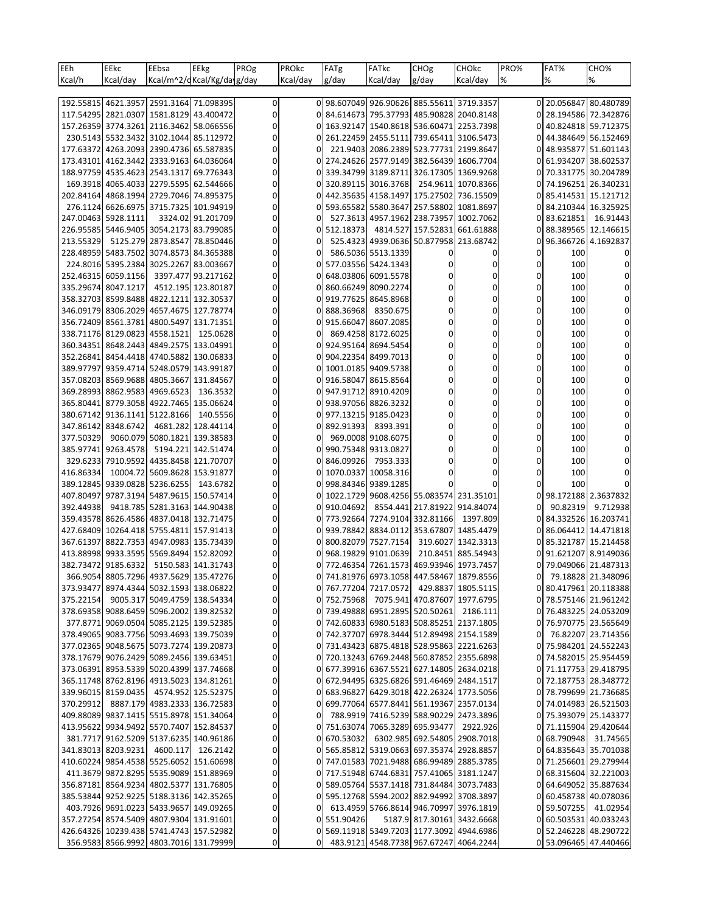| EEh | EEkc | EEbsa | EEkg | PROg | PROkc | FATg | FATkc | CHOg | CHOkc | PRO% | FAT% | CHO% |
|---|---|---|---|---|---|---|---|---|---|---|---|---|
| Kcal/h | Kcal/day | Kcal/m^2/d | Kcal/Kg/day | g/day | Kcal/day | g/day | Kcal/day | g/day | Kcal/day | % | % | % |
| | | | | | | | | | | | | |
| 192.55815 | 4621.3957 | 2591.3164 | 71.098395 | 0 | 0 | 98.607049 | 926.90626 | 885.55611 | 3719.3357 | 0 | 20.056847 | 80.480789 |
| 117.54295 | 2821.0307 | 1581.8129 | 43.400472 | 0 | 0 | 84.614673 | 795.37793 | 485.90828 | 2040.8148 | 0 | 28.194586 | 72.342876 |
| 157.26359 | 3774.3261 | 2116.3462 | 58.066556 | 0 | 0 | 163.92147 | 1540.8618 | 536.60471 | 2253.7398 | 0 | 40.824818 | 59.712375 |
| 230.5143 | 5532.3432 | 3102.1044 | 85.112972 | 0 | 0 | 261.22459 | 2455.5111 | 739.65411 | 3106.5473 | 0 | 44.384649 | 56.152469 |
| 177.63372 | 4263.2093 | 2390.4736 | 65.587835 | 0 | 0 | 221.9403 | 2086.2389 | 523.77731 | 2199.8647 | 0 | 48.935877 | 51.601143 |
| 173.43101 | 4162.3442 | 2333.9163 | 64.036064 | 0 | 0 | 274.24626 | 2577.9149 | 382.56439 | 1606.7704 | 0 | 61.934207 | 38.602537 |
| 188.97759 | 4535.4623 | 2543.1317 | 69.776343 | 0 | 0 | 339.34799 | 3189.8711 | 326.17305 | 1369.9268 | 0 | 70.331775 | 30.204789 |
| 169.3918 | 4065.4033 | 2279.5595 | 62.544666 | 0 | 0 | 320.89115 | 3016.3768 | 254.9611 | 1070.8366 | 0 | 74.196251 | 26.340231 |
| 202.84164 | 4868.1994 | 2729.7046 | 74.895375 | 0 | 0 | 442.35635 | 4158.1497 | 175.27502 | 736.15509 | 0 | 85.414531 | 15.121712 |
| 276.1124 | 6626.6975 | 3715.7325 | 101.94919 | 0 | 0 | 593.65582 | 5580.3647 | 257.58802 | 1081.8697 | 0 | 84.210344 | 16.325925 |
| 247.00463 | 5928.1111 | 3324.02 | 91.201709 | 0 | 0 | 527.3613 | 4957.1962 | 238.73957 | 1002.7062 | 0 | 83.621851 | 16.91443 |
| 226.95585 | 5446.9405 | 3054.2173 | 83.799085 | 0 | 0 | 512.18373 | 4814.527 | 157.52831 | 661.61888 | 0 | 88.389565 | 12.146615 |
| 213.55329 | 5125.279 | 2873.8547 | 78.850446 | 0 | 0 | 525.4323 | 4939.0636 | 50.877958 | 213.68742 | 0 | 96.366726 | 4.1692837 |
| 228.48959 | 5483.7502 | 3074.8573 | 84.365388 | 0 | 0 | 586.5036 | 5513.1339 | 0 | 0 | 0 | 100 | 0 |
| 224.8016 | 5395.2384 | 3025.2267 | 83.003667 | 0 | 0 | 577.03556 | 5424.1343 | 0 | 0 | 0 | 100 | 0 |
| 252.46315 | 6059.1156 | 3397.477 | 93.217162 | 0 | 0 | 648.03806 | 6091.5578 | 0 | 0 | 0 | 100 | 0 |
| 335.29674 | 8047.1217 | 4512.195 | 123.80187 | 0 | 0 | 860.66249 | 8090.2274 | 0 | 0 | 0 | 100 | 0 |
| 358.32703 | 8599.8488 | 4822.1211 | 132.30537 | 0 | 0 | 919.77625 | 8645.8968 | 0 | 0 | 0 | 100 | 0 |
| 346.09179 | 8306.2029 | 4657.4675 | 127.78774 | 0 | 0 | 888.36968 | 8350.675 | 0 | 0 | 0 | 100 | 0 |
| 356.72409 | 8561.3781 | 4800.5497 | 131.71351 | 0 | 0 | 915.66047 | 8607.2085 | 0 | 0 | 0 | 100 | 0 |
| 338.71176 | 8129.0823 | 4558.1521 | 125.0628 | 0 | 0 | 869.4258 | 8172.6025 | 0 | 0 | 0 | 100 | 0 |
| 360.34351 | 8648.2443 | 4849.2575 | 133.04991 | 0 | 0 | 924.95164 | 8694.5454 | 0 | 0 | 0 | 100 | 0 |
| 352.26841 | 8454.4418 | 4740.5882 | 130.06833 | 0 | 0 | 904.22354 | 8499.7013 | 0 | 0 | 0 | 100 | 0 |
| 389.97797 | 9359.4714 | 5248.0579 | 143.99187 | 0 | 0 | 1001.0185 | 9409.5738 | 0 | 0 | 0 | 100 | 0 |
| 357.08203 | 8569.9688 | 4805.3667 | 131.84567 | 0 | 0 | 916.58047 | 8615.8564 | 0 | 0 | 0 | 100 | 0 |
| 369.28993 | 8862.9583 | 4969.6523 | 136.3532 | 0 | 0 | 947.91712 | 8910.4209 | 0 | 0 | 0 | 100 | 0 |
| 365.80441 | 8779.3058 | 4922.7465 | 135.06624 | 0 | 0 | 938.97056 | 8826.3232 | 0 | 0 | 0 | 100 | 0 |
| 380.67142 | 9136.1141 | 5122.8166 | 140.5556 | 0 | 0 | 977.13215 | 9185.0423 | 0 | 0 | 0 | 100 | 0 |
| 347.86142 | 8348.6742 | 4681.282 | 128.44114 | 0 | 0 | 892.91393 | 8393.391 | 0 | 0 | 0 | 100 | 0 |
| 377.50329 | 9060.079 | 5080.1821 | 139.38583 | 0 | 0 | 969.0008 | 9108.6075 | 0 | 0 | 0 | 100 | 0 |
| 385.97741 | 9263.4578 | 5194.221 | 142.51474 | 0 | 0 | 990.75348 | 9313.0827 | 0 | 0 | 0 | 100 | 0 |
| 329.6233 | 7910.9592 | 4435.8458 | 121.70707 | 0 | 0 | 846.09926 | 7953.333 | 0 | 0 | 0 | 100 | 0 |
| 416.86334 | 10004.72 | 5609.8628 | 153.91877 | 0 | 0 | 1070.0337 | 10058.316 | 0 | 0 | 0 | 100 | 0 |
| 389.12845 | 9339.0828 | 5236.6255 | 143.6782 | 0 | 0 | 998.84346 | 9389.1285 | 0 | 0 | 0 | 100 | 0 |
| 407.80497 | 9787.3194 | 5487.9615 | 150.57414 | 0 | 0 | 1022.1729 | 9608.4256 | 55.083574 | 231.35101 | 0 | 98.172188 | 2.3637832 |
| 392.44938 | 9418.785 | 5281.3163 | 144.90438 | 0 | 0 | 910.04692 | 8554.441 | 217.81922 | 914.84074 | 0 | 90.82319 | 9.712938 |
| 359.43578 | 8626.4586 | 4837.0418 | 132.71475 | 0 | 0 | 773.92664 | 7274.9104 | 332.81166 | 1397.809 | 0 | 84.332526 | 16.203741 |
| 427.68409 | 10264.418 | 5755.4811 | 157.91413 | 0 | 0 | 939.78842 | 8834.0112 | 353.67807 | 1485.4479 | 0 | 86.064412 | 14.471818 |
| 367.61397 | 8822.7353 | 4947.0983 | 135.73439 | 0 | 0 | 800.82079 | 7527.7154 | 319.6027 | 1342.3313 | 0 | 85.321787 | 15.214458 |
| 413.88998 | 9933.3595 | 5569.8494 | 152.82092 | 0 | 0 | 968.19829 | 9101.0639 | 210.8451 | 885.54943 | 0 | 91.621207 | 8.9149036 |
| 382.73472 | 9185.6332 | 5150.583 | 141.31743 | 0 | 0 | 772.46354 | 7261.1573 | 469.93946 | 1973.7457 | 0 | 79.049066 | 21.487313 |
| 366.9054 | 8805.7296 | 4937.5629 | 135.47276 | 0 | 0 | 741.81976 | 6973.1058 | 447.58467 | 1879.8556 | 0 | 79.18828 | 21.348096 |
| 373.93477 | 8974.4344 | 5032.1593 | 138.06822 | 0 | 0 | 767.77204 | 7217.0572 | 429.8837 | 1805.5115 | 0 | 80.417961 | 20.118388 |
| 375.22154 | 9005.317 | 5049.4759 | 138.54334 | 0 | 0 | 752.75968 | 7075.941 | 470.87607 | 1977.6795 | 0 | 78.575146 | 21.961242 |
| 378.69358 | 9088.6459 | 5096.2002 | 139.82532 | 0 | 0 | 739.49888 | 6951.2895 | 520.50261 | 2186.111 | 0 | 76.483225 | 24.053209 |
| 377.8771 | 9069.0504 | 5085.2125 | 139.52385 | 0 | 0 | 742.60833 | 6980.5183 | 508.85251 | 2137.1805 | 0 | 76.970775 | 23.565649 |
| 378.49065 | 9083.7756 | 5093.4693 | 139.75039 | 0 | 0 | 742.37707 | 6978.3444 | 512.89498 | 2154.1589 | 0 | 76.82207 | 23.714356 |
| 377.02365 | 9048.5675 | 5073.7274 | 139.20873 | 0 | 0 | 731.43423 | 6875.4818 | 528.95863 | 2221.6263 | 0 | 75.984201 | 24.552243 |
| 378.17679 | 9076.2429 | 5089.2456 | 139.63451 | 0 | 0 | 720.13243 | 6769.2448 | 560.87852 | 2355.6898 | 0 | 74.582015 | 25.954459 |
| 373.06391 | 8953.5339 | 5020.4399 | 137.74668 | 0 | 0 | 677.39916 | 6367.5521 | 627.14805 | 2634.0218 | 0 | 71.117753 | 29.418795 |
| 365.11748 | 8762.8196 | 4913.5023 | 134.81261 | 0 | 0 | 672.94495 | 6325.6826 | 591.46469 | 2484.1517 | 0 | 72.187753 | 28.348772 |
| 339.96015 | 8159.0435 | 4574.952 | 125.52375 | 0 | 0 | 683.96827 | 6429.3018 | 422.26324 | 1773.5056 | 0 | 78.799699 | 21.736685 |
| 370.29912 | 8887.179 | 4983.2333 | 136.72583 | 0 | 0 | 699.77064 | 6577.8441 | 561.19367 | 2357.0134 | 0 | 74.014983 | 26.521503 |
| 409.88089 | 9837.1415 | 5515.8978 | 151.34064 | 0 | 0 | 788.9919 | 7416.5239 | 588.90229 | 2473.3896 | 0 | 75.393079 | 25.143377 |
| 413.95622 | 9934.9492 | 5570.7407 | 152.84537 | 0 | 0 | 751.63074 | 7065.3289 | 695.93477 | 2922.926 | 0 | 71.115904 | 29.420644 |
| 381.7717 | 9162.5209 | 5137.6235 | 140.96186 | 0 | 0 | 670.53032 | 6302.985 | 692.54805 | 2908.7018 | 0 | 68.790948 | 31.74565 |
| 341.83013 | 8203.9231 | 4600.117 | 126.2142 | 0 | 0 | 565.85812 | 5319.0663 | 697.35374 | 2928.8857 | 0 | 64.835643 | 35.701038 |
| 410.60224 | 9854.4538 | 5525.6052 | 151.60698 | 0 | 0 | 747.01583 | 7021.9488 | 686.99489 | 2885.3785 | 0 | 71.256601 | 29.279944 |
| 411.3679 | 9872.8295 | 5535.9089 | 151.88969 | 0 | 0 | 717.51948 | 6744.6831 | 757.41065 | 3181.1247 | 0 | 68.315604 | 32.221003 |
| 356.87181 | 8564.9234 | 4802.5377 | 131.76805 | 0 | 0 | 589.05764 | 5537.1418 | 731.84484 | 3073.7483 | 0 | 64.649052 | 35.887634 |
| 385.53844 | 9252.9225 | 5188.3136 | 142.35265 | 0 | 0 | 595.12768 | 5594.2002 | 882.94992 | 3708.3897 | 0 | 60.458738 | 40.078036 |
| 403.7926 | 9691.0223 | 5433.9657 | 149.09265 | 0 | 0 | 613.4959 | 5766.8614 | 946.70997 | 3976.1819 | 0 | 59.507255 | 41.02954 |
| 357.27254 | 8574.5409 | 4807.9304 | 131.91601 | 0 | 0 | 551.90426 | 5187.9 | 817.30161 | 3432.6668 | 0 | 60.503531 | 40.033243 |
| 426.64326 | 10239.438 | 5741.4743 | 157.52982 | 0 | 0 | 569.11918 | 5349.7203 | 1177.3092 | 4944.6986 | 0 | 52.246228 | 48.290722 |
| 356.9583 | 8566.9992 | 4803.7016 | 131.79999 | 0 | 0 | 483.9121 | 4548.7738 | 967.67247 | 4064.2244 | 0 | 53.096465 | 47.440466 |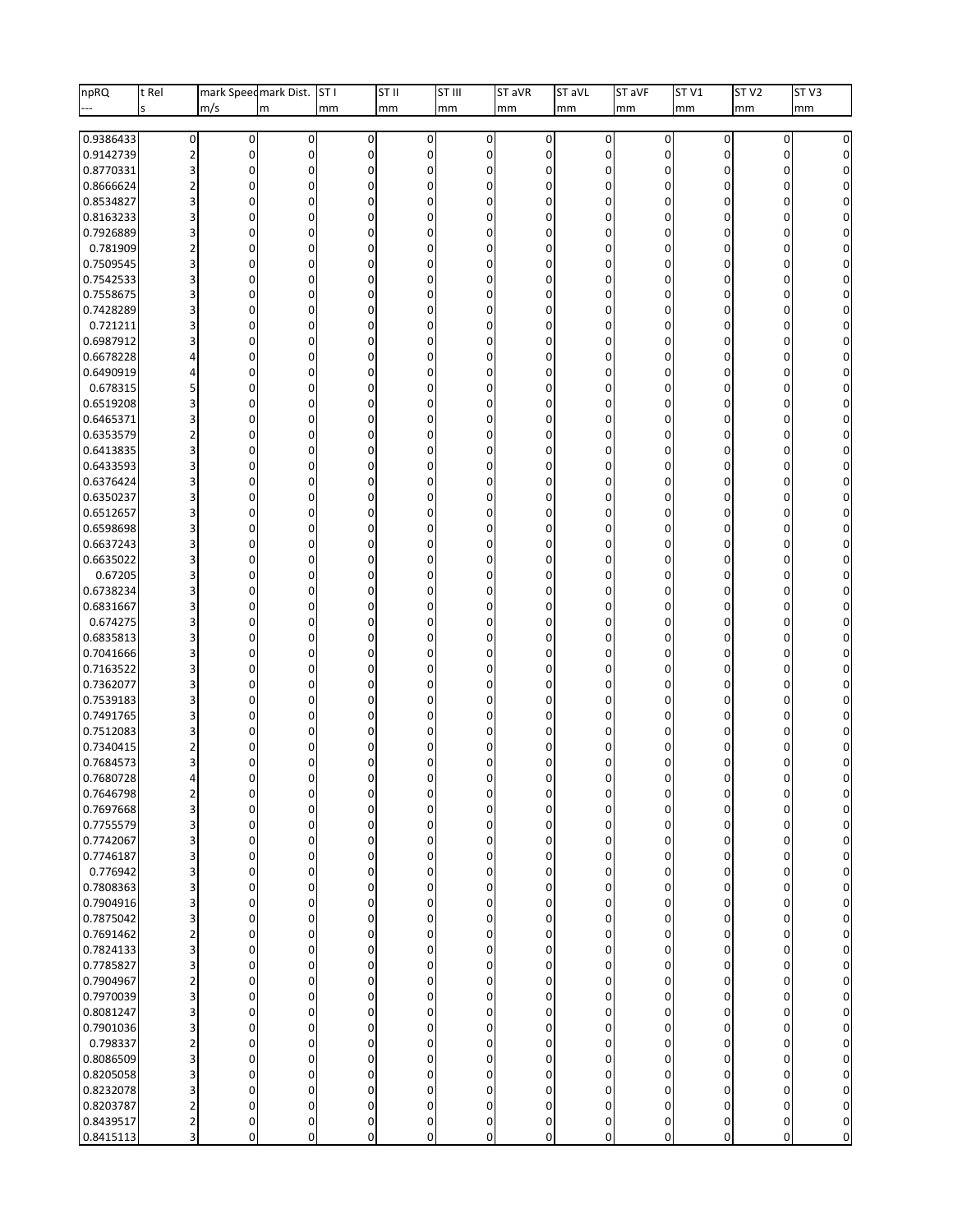| npRQ | t Rel | mark Speed | mark Dist. | ST I | ST II | ST III | ST aVR | ST aVL | ST aVF | ST V1 | ST V2 | ST V3 |
|---|---|---|---|---|---|---|---|---|---|---|---|---|
| --- | s | m/s | m | mm | mm | mm | mm | mm | mm | mm | mm | mm |
| 0.9386433 | 0 | 0 | 0 | 0 | 0 | 0 | 0 | 0 | 0 | 0 | 0 | 0 |
| 0.9142739 | 2 | 0 | 0 | 0 | 0 | 0 | 0 | 0 | 0 | 0 | 0 | 0 |
| 0.8770331 | 3 | 0 | 0 | 0 | 0 | 0 | 0 | 0 | 0 | 0 | 0 | 0 |
| 0.8666624 | 2 | 0 | 0 | 0 | 0 | 0 | 0 | 0 | 0 | 0 | 0 | 0 |
| 0.8534827 | 3 | 0 | 0 | 0 | 0 | 0 | 0 | 0 | 0 | 0 | 0 | 0 |
| 0.8163233 | 3 | 0 | 0 | 0 | 0 | 0 | 0 | 0 | 0 | 0 | 0 | 0 |
| 0.7926889 | 3 | 0 | 0 | 0 | 0 | 0 | 0 | 0 | 0 | 0 | 0 | 0 |
| 0.781909 | 2 | 0 | 0 | 0 | 0 | 0 | 0 | 0 | 0 | 0 | 0 | 0 |
| 0.7509545 | 3 | 0 | 0 | 0 | 0 | 0 | 0 | 0 | 0 | 0 | 0 | 0 |
| 0.7542533 | 3 | 0 | 0 | 0 | 0 | 0 | 0 | 0 | 0 | 0 | 0 | 0 |
| 0.7558675 | 3 | 0 | 0 | 0 | 0 | 0 | 0 | 0 | 0 | 0 | 0 | 0 |
| 0.7428289 | 3 | 0 | 0 | 0 | 0 | 0 | 0 | 0 | 0 | 0 | 0 | 0 |
| 0.721211 | 3 | 0 | 0 | 0 | 0 | 0 | 0 | 0 | 0 | 0 | 0 | 0 |
| 0.6987912 | 3 | 0 | 0 | 0 | 0 | 0 | 0 | 0 | 0 | 0 | 0 | 0 |
| 0.6678228 | 4 | 0 | 0 | 0 | 0 | 0 | 0 | 0 | 0 | 0 | 0 | 0 |
| 0.6490919 | 4 | 0 | 0 | 0 | 0 | 0 | 0 | 0 | 0 | 0 | 0 | 0 |
| 0.678315 | 5 | 0 | 0 | 0 | 0 | 0 | 0 | 0 | 0 | 0 | 0 | 0 |
| 0.6519208 | 3 | 0 | 0 | 0 | 0 | 0 | 0 | 0 | 0 | 0 | 0 | 0 |
| 0.6465371 | 3 | 0 | 0 | 0 | 0 | 0 | 0 | 0 | 0 | 0 | 0 | 0 |
| 0.6353579 | 2 | 0 | 0 | 0 | 0 | 0 | 0 | 0 | 0 | 0 | 0 | 0 |
| 0.6413835 | 3 | 0 | 0 | 0 | 0 | 0 | 0 | 0 | 0 | 0 | 0 | 0 |
| 0.6433593 | 3 | 0 | 0 | 0 | 0 | 0 | 0 | 0 | 0 | 0 | 0 | 0 |
| 0.6376424 | 3 | 0 | 0 | 0 | 0 | 0 | 0 | 0 | 0 | 0 | 0 | 0 |
| 0.6350237 | 3 | 0 | 0 | 0 | 0 | 0 | 0 | 0 | 0 | 0 | 0 | 0 |
| 0.6512657 | 3 | 0 | 0 | 0 | 0 | 0 | 0 | 0 | 0 | 0 | 0 | 0 |
| 0.6598698 | 3 | 0 | 0 | 0 | 0 | 0 | 0 | 0 | 0 | 0 | 0 | 0 |
| 0.6637243 | 3 | 0 | 0 | 0 | 0 | 0 | 0 | 0 | 0 | 0 | 0 | 0 |
| 0.6635022 | 3 | 0 | 0 | 0 | 0 | 0 | 0 | 0 | 0 | 0 | 0 | 0 |
| 0.67205 | 3 | 0 | 0 | 0 | 0 | 0 | 0 | 0 | 0 | 0 | 0 | 0 |
| 0.6738234 | 3 | 0 | 0 | 0 | 0 | 0 | 0 | 0 | 0 | 0 | 0 | 0 |
| 0.6831667 | 3 | 0 | 0 | 0 | 0 | 0 | 0 | 0 | 0 | 0 | 0 | 0 |
| 0.674275 | 3 | 0 | 0 | 0 | 0 | 0 | 0 | 0 | 0 | 0 | 0 | 0 |
| 0.6835813 | 3 | 0 | 0 | 0 | 0 | 0 | 0 | 0 | 0 | 0 | 0 | 0 |
| 0.7041666 | 3 | 0 | 0 | 0 | 0 | 0 | 0 | 0 | 0 | 0 | 0 | 0 |
| 0.7163522 | 3 | 0 | 0 | 0 | 0 | 0 | 0 | 0 | 0 | 0 | 0 | 0 |
| 0.7362077 | 3 | 0 | 0 | 0 | 0 | 0 | 0 | 0 | 0 | 0 | 0 | 0 |
| 0.7539183 | 3 | 0 | 0 | 0 | 0 | 0 | 0 | 0 | 0 | 0 | 0 | 0 |
| 0.7491765 | 3 | 0 | 0 | 0 | 0 | 0 | 0 | 0 | 0 | 0 | 0 | 0 |
| 0.7512083 | 3 | 0 | 0 | 0 | 0 | 0 | 0 | 0 | 0 | 0 | 0 | 0 |
| 0.7340415 | 2 | 0 | 0 | 0 | 0 | 0 | 0 | 0 | 0 | 0 | 0 | 0 |
| 0.7684573 | 3 | 0 | 0 | 0 | 0 | 0 | 0 | 0 | 0 | 0 | 0 | 0 |
| 0.7680728 | 4 | 0 | 0 | 0 | 0 | 0 | 0 | 0 | 0 | 0 | 0 | 0 |
| 0.7646798 | 2 | 0 | 0 | 0 | 0 | 0 | 0 | 0 | 0 | 0 | 0 | 0 |
| 0.7697668 | 3 | 0 | 0 | 0 | 0 | 0 | 0 | 0 | 0 | 0 | 0 | 0 |
| 0.7755579 | 3 | 0 | 0 | 0 | 0 | 0 | 0 | 0 | 0 | 0 | 0 | 0 |
| 0.7742067 | 3 | 0 | 0 | 0 | 0 | 0 | 0 | 0 | 0 | 0 | 0 | 0 |
| 0.7746187 | 3 | 0 | 0 | 0 | 0 | 0 | 0 | 0 | 0 | 0 | 0 | 0 |
| 0.776942 | 3 | 0 | 0 | 0 | 0 | 0 | 0 | 0 | 0 | 0 | 0 | 0 |
| 0.7808363 | 3 | 0 | 0 | 0 | 0 | 0 | 0 | 0 | 0 | 0 | 0 | 0 |
| 0.7904916 | 3 | 0 | 0 | 0 | 0 | 0 | 0 | 0 | 0 | 0 | 0 | 0 |
| 0.7875042 | 3 | 0 | 0 | 0 | 0 | 0 | 0 | 0 | 0 | 0 | 0 | 0 |
| 0.7691462 | 2 | 0 | 0 | 0 | 0 | 0 | 0 | 0 | 0 | 0 | 0 | 0 |
| 0.7824133 | 3 | 0 | 0 | 0 | 0 | 0 | 0 | 0 | 0 | 0 | 0 | 0 |
| 0.7785827 | 3 | 0 | 0 | 0 | 0 | 0 | 0 | 0 | 0 | 0 | 0 | 0 |
| 0.7904967 | 2 | 0 | 0 | 0 | 0 | 0 | 0 | 0 | 0 | 0 | 0 | 0 |
| 0.7970039 | 3 | 0 | 0 | 0 | 0 | 0 | 0 | 0 | 0 | 0 | 0 | 0 |
| 0.8081247 | 3 | 0 | 0 | 0 | 0 | 0 | 0 | 0 | 0 | 0 | 0 | 0 |
| 0.7901036 | 3 | 0 | 0 | 0 | 0 | 0 | 0 | 0 | 0 | 0 | 0 | 0 |
| 0.798337 | 2 | 0 | 0 | 0 | 0 | 0 | 0 | 0 | 0 | 0 | 0 | 0 |
| 0.8086509 | 3 | 0 | 0 | 0 | 0 | 0 | 0 | 0 | 0 | 0 | 0 | 0 |
| 0.8205058 | 3 | 0 | 0 | 0 | 0 | 0 | 0 | 0 | 0 | 0 | 0 | 0 |
| 0.8232078 | 3 | 0 | 0 | 0 | 0 | 0 | 0 | 0 | 0 | 0 | 0 | 0 |
| 0.8203787 | 2 | 0 | 0 | 0 | 0 | 0 | 0 | 0 | 0 | 0 | 0 | 0 |
| 0.8439517 | 2 | 0 | 0 | 0 | 0 | 0 | 0 | 0 | 0 | 0 | 0 | 0 |
| 0.8415113 | 3 | 0 | 0 | 0 | 0 | 0 | 0 | 0 | 0 | 0 | 0 | 0 |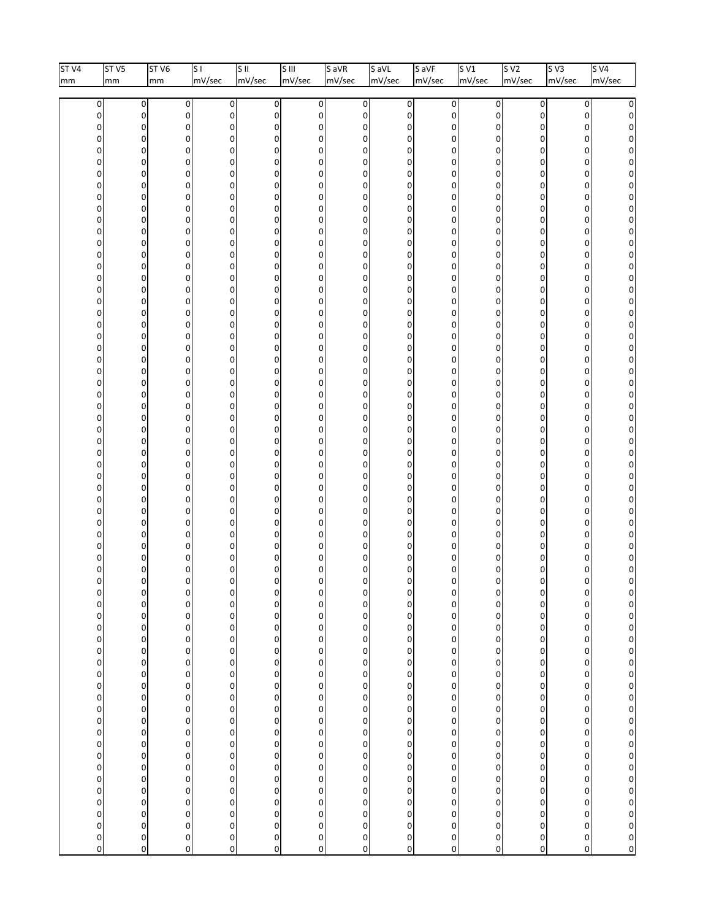| ST V4 | ST V5 | ST V6 | S I | S II | S III | S aVR | S aVL | S aVF | S V1 | S V2 | S V3 | S V4 |
|---|---|---|---|---|---|---|---|---|---|---|---|---|
| mm | mm | mm | mV/sec | mV/sec | mV/sec | mV/sec | mV/sec | mV/sec | mV/sec | mV/sec | mV/sec | mV/sec |
| 0 | 0 | 0 | 0 | 0 | 0 | 0 | 0 | 0 | 0 | 0 | 0 | 0 |
| 0 | 0 | 0 | 0 | 0 | 0 | 0 | 0 | 0 | 0 | 0 | 0 | 0 |
| 0 | 0 | 0 | 0 | 0 | 0 | 0 | 0 | 0 | 0 | 0 | 0 | 0 |
| 0 | 0 | 0 | 0 | 0 | 0 | 0 | 0 | 0 | 0 | 0 | 0 | 0 |
| 0 | 0 | 0 | 0 | 0 | 0 | 0 | 0 | 0 | 0 | 0 | 0 | 0 |
| 0 | 0 | 0 | 0 | 0 | 0 | 0 | 0 | 0 | 0 | 0 | 0 | 0 |
| 0 | 0 | 0 | 0 | 0 | 0 | 0 | 0 | 0 | 0 | 0 | 0 | 0 |
| 0 | 0 | 0 | 0 | 0 | 0 | 0 | 0 | 0 | 0 | 0 | 0 | 0 |
| 0 | 0 | 0 | 0 | 0 | 0 | 0 | 0 | 0 | 0 | 0 | 0 | 0 |
| 0 | 0 | 0 | 0 | 0 | 0 | 0 | 0 | 0 | 0 | 0 | 0 | 0 |
| 0 | 0 | 0 | 0 | 0 | 0 | 0 | 0 | 0 | 0 | 0 | 0 | 0 |
| 0 | 0 | 0 | 0 | 0 | 0 | 0 | 0 | 0 | 0 | 0 | 0 | 0 |
| 0 | 0 | 0 | 0 | 0 | 0 | 0 | 0 | 0 | 0 | 0 | 0 | 0 |
| 0 | 0 | 0 | 0 | 0 | 0 | 0 | 0 | 0 | 0 | 0 | 0 | 0 |
| 0 | 0 | 0 | 0 | 0 | 0 | 0 | 0 | 0 | 0 | 0 | 0 | 0 |
| 0 | 0 | 0 | 0 | 0 | 0 | 0 | 0 | 0 | 0 | 0 | 0 | 0 |
| 0 | 0 | 0 | 0 | 0 | 0 | 0 | 0 | 0 | 0 | 0 | 0 | 0 |
| 0 | 0 | 0 | 0 | 0 | 0 | 0 | 0 | 0 | 0 | 0 | 0 | 0 |
| 0 | 0 | 0 | 0 | 0 | 0 | 0 | 0 | 0 | 0 | 0 | 0 | 0 |
| 0 | 0 | 0 | 0 | 0 | 0 | 0 | 0 | 0 | 0 | 0 | 0 | 0 |
| 0 | 0 | 0 | 0 | 0 | 0 | 0 | 0 | 0 | 0 | 0 | 0 | 0 |
| 0 | 0 | 0 | 0 | 0 | 0 | 0 | 0 | 0 | 0 | 0 | 0 | 0 |
| 0 | 0 | 0 | 0 | 0 | 0 | 0 | 0 | 0 | 0 | 0 | 0 | 0 |
| 0 | 0 | 0 | 0 | 0 | 0 | 0 | 0 | 0 | 0 | 0 | 0 | 0 |
| 0 | 0 | 0 | 0 | 0 | 0 | 0 | 0 | 0 | 0 | 0 | 0 | 0 |
| 0 | 0 | 0 | 0 | 0 | 0 | 0 | 0 | 0 | 0 | 0 | 0 | 0 |
| 0 | 0 | 0 | 0 | 0 | 0 | 0 | 0 | 0 | 0 | 0 | 0 | 0 |
| 0 | 0 | 0 | 0 | 0 | 0 | 0 | 0 | 0 | 0 | 0 | 0 | 0 |
| 0 | 0 | 0 | 0 | 0 | 0 | 0 | 0 | 0 | 0 | 0 | 0 | 0 |
| 0 | 0 | 0 | 0 | 0 | 0 | 0 | 0 | 0 | 0 | 0 | 0 | 0 |
| 0 | 0 | 0 | 0 | 0 | 0 | 0 | 0 | 0 | 0 | 0 | 0 | 0 |
| 0 | 0 | 0 | 0 | 0 | 0 | 0 | 0 | 0 | 0 | 0 | 0 | 0 |
| 0 | 0 | 0 | 0 | 0 | 0 | 0 | 0 | 0 | 0 | 0 | 0 | 0 |
| 0 | 0 | 0 | 0 | 0 | 0 | 0 | 0 | 0 | 0 | 0 | 0 | 0 |
| 0 | 0 | 0 | 0 | 0 | 0 | 0 | 0 | 0 | 0 | 0 | 0 | 0 |
| 0 | 0 | 0 | 0 | 0 | 0 | 0 | 0 | 0 | 0 | 0 | 0 | 0 |
| 0 | 0 | 0 | 0 | 0 | 0 | 0 | 0 | 0 | 0 | 0 | 0 | 0 |
| 0 | 0 | 0 | 0 | 0 | 0 | 0 | 0 | 0 | 0 | 0 | 0 | 0 |
| 0 | 0 | 0 | 0 | 0 | 0 | 0 | 0 | 0 | 0 | 0 | 0 | 0 |
| 0 | 0 | 0 | 0 | 0 | 0 | 0 | 0 | 0 | 0 | 0 | 0 | 0 |
| 0 | 0 | 0 | 0 | 0 | 0 | 0 | 0 | 0 | 0 | 0 | 0 | 0 |
| 0 | 0 | 0 | 0 | 0 | 0 | 0 | 0 | 0 | 0 | 0 | 0 | 0 |
| 0 | 0 | 0 | 0 | 0 | 0 | 0 | 0 | 0 | 0 | 0 | 0 | 0 |
| 0 | 0 | 0 | 0 | 0 | 0 | 0 | 0 | 0 | 0 | 0 | 0 | 0 |
| 0 | 0 | 0 | 0 | 0 | 0 | 0 | 0 | 0 | 0 | 0 | 0 | 0 |
| 0 | 0 | 0 | 0 | 0 | 0 | 0 | 0 | 0 | 0 | 0 | 0 | 0 |
| 0 | 0 | 0 | 0 | 0 | 0 | 0 | 0 | 0 | 0 | 0 | 0 | 0 |
| 0 | 0 | 0 | 0 | 0 | 0 | 0 | 0 | 0 | 0 | 0 | 0 | 0 |
| 0 | 0 | 0 | 0 | 0 | 0 | 0 | 0 | 0 | 0 | 0 | 0 | 0 |
| 0 | 0 | 0 | 0 | 0 | 0 | 0 | 0 | 0 | 0 | 0 | 0 | 0 |
| 0 | 0 | 0 | 0 | 0 | 0 | 0 | 0 | 0 | 0 | 0 | 0 | 0 |
| 0 | 0 | 0 | 0 | 0 | 0 | 0 | 0 | 0 | 0 | 0 | 0 | 0 |
| 0 | 0 | 0 | 0 | 0 | 0 | 0 | 0 | 0 | 0 | 0 | 0 | 0 |
| 0 | 0 | 0 | 0 | 0 | 0 | 0 | 0 | 0 | 0 | 0 | 0 | 0 |
| 0 | 0 | 0 | 0 | 0 | 0 | 0 | 0 | 0 | 0 | 0 | 0 | 0 |
| 0 | 0 | 0 | 0 | 0 | 0 | 0 | 0 | 0 | 0 | 0 | 0 | 0 |
| 0 | 0 | 0 | 0 | 0 | 0 | 0 | 0 | 0 | 0 | 0 | 0 | 0 |
| 0 | 0 | 0 | 0 | 0 | 0 | 0 | 0 | 0 | 0 | 0 | 0 | 0 |
| 0 | 0 | 0 | 0 | 0 | 0 | 0 | 0 | 0 | 0 | 0 | 0 | 0 |
| 0 | 0 | 0 | 0 | 0 | 0 | 0 | 0 | 0 | 0 | 0 | 0 | 0 |
| 0 | 0 | 0 | 0 | 0 | 0 | 0 | 0 | 0 | 0 | 0 | 0 | 0 |
| 0 | 0 | 0 | 0 | 0 | 0 | 0 | 0 | 0 | 0 | 0 | 0 | 0 |
| 0 | 0 | 0 | 0 | 0 | 0 | 0 | 0 | 0 | 0 | 0 | 0 | 0 |
| 0 | 0 | 0 | 0 | 0 | 0 | 0 | 0 | 0 | 0 | 0 | 0 | 0 |
| 0 | 0 | 0 | 0 | 0 | 0 | 0 | 0 | 0 | 0 | 0 | 0 | 0 |
| 0 | 0 | 0 | 0 | 0 | 0 | 0 | 0 | 0 | 0 | 0 | 0 | 0 |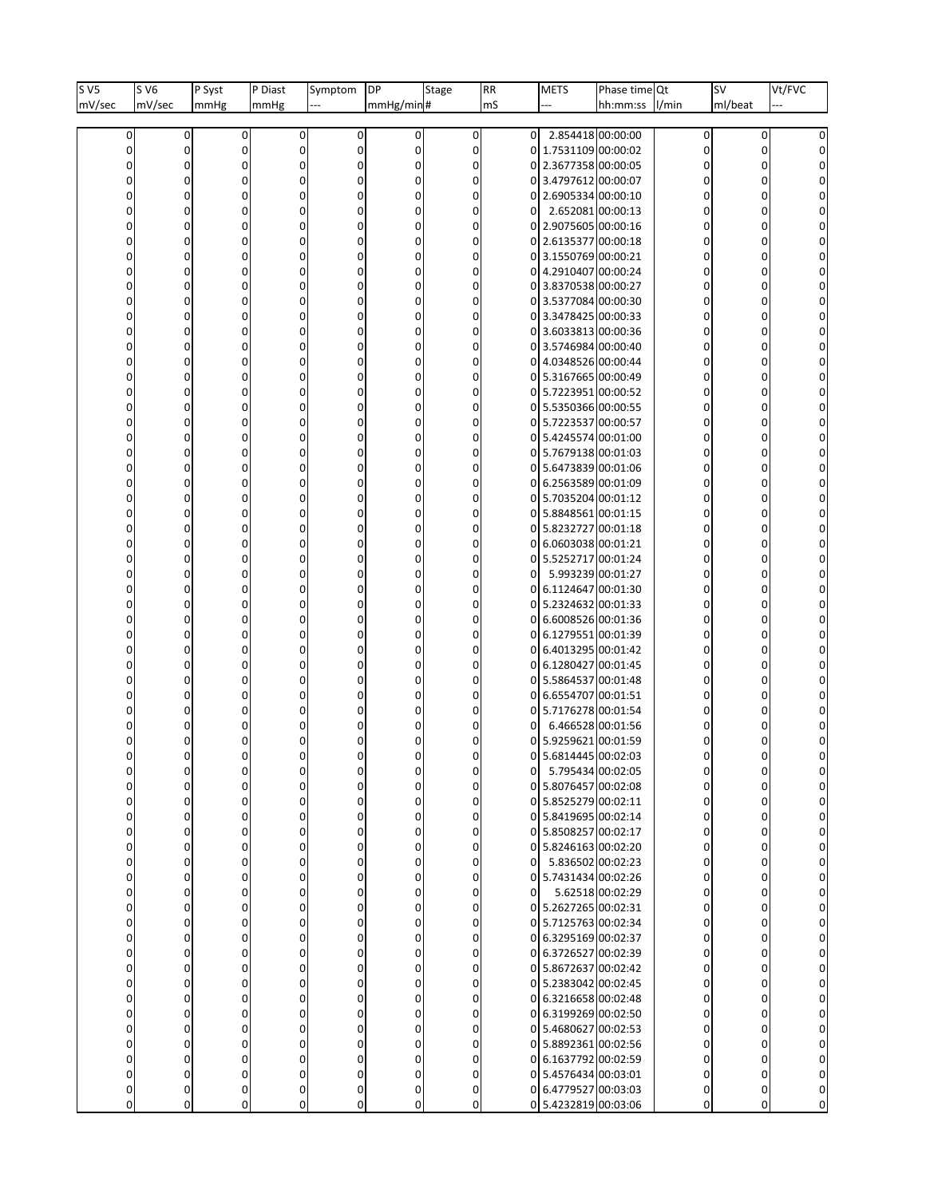| S V5 | S V6 | P Syst | P Diast | Symptom | DP | Stage | RR | METS | Phase time | Qt | SV | Vt/FVC |
|---|---|---|---|---|---|---|---|---|---|---|---|---|
| mV/sec | mV/sec | mmHg | mmHg | --- | mmHg/min | # | mS | --- | hh:mm:ss | l/min | ml/beat | --- |
| 0 | 0 | 0 | 0 | 0 | 0 | 0 | 0 | 2.854418 | 00:00:00 | 0 | 0 | 0 |
| 0 | 0 | 0 | 0 | 0 | 0 | 0 | 0 | 1.7531109 | 00:00:02 | 0 | 0 | 0 |
| 0 | 0 | 0 | 0 | 0 | 0 | 0 | 0 | 2.3677358 | 00:00:05 | 0 | 0 | 0 |
| 0 | 0 | 0 | 0 | 0 | 0 | 0 | 0 | 3.4797612 | 00:00:07 | 0 | 0 | 0 |
| 0 | 0 | 0 | 0 | 0 | 0 | 0 | 0 | 2.6905334 | 00:00:10 | 0 | 0 | 0 |
| 0 | 0 | 0 | 0 | 0 | 0 | 0 | 0 | 2.652081 | 00:00:13 | 0 | 0 | 0 |
| 0 | 0 | 0 | 0 | 0 | 0 | 0 | 0 | 2.9075605 | 00:00:16 | 0 | 0 | 0 |
| 0 | 0 | 0 | 0 | 0 | 0 | 0 | 0 | 2.6135377 | 00:00:18 | 0 | 0 | 0 |
| 0 | 0 | 0 | 0 | 0 | 0 | 0 | 0 | 3.1550769 | 00:00:21 | 0 | 0 | 0 |
| 0 | 0 | 0 | 0 | 0 | 0 | 0 | 0 | 4.2910407 | 00:00:24 | 0 | 0 | 0 |
| 0 | 0 | 0 | 0 | 0 | 0 | 0 | 0 | 3.8370538 | 00:00:27 | 0 | 0 | 0 |
| 0 | 0 | 0 | 0 | 0 | 0 | 0 | 0 | 3.5377084 | 00:00:30 | 0 | 0 | 0 |
| 0 | 0 | 0 | 0 | 0 | 0 | 0 | 0 | 3.3478425 | 00:00:33 | 0 | 0 | 0 |
| 0 | 0 | 0 | 0 | 0 | 0 | 0 | 0 | 3.6033813 | 00:00:36 | 0 | 0 | 0 |
| 0 | 0 | 0 | 0 | 0 | 0 | 0 | 0 | 3.5746984 | 00:00:40 | 0 | 0 | 0 |
| 0 | 0 | 0 | 0 | 0 | 0 | 0 | 0 | 4.0348526 | 00:00:44 | 0 | 0 | 0 |
| 0 | 0 | 0 | 0 | 0 | 0 | 0 | 0 | 5.3167665 | 00:00:49 | 0 | 0 | 0 |
| 0 | 0 | 0 | 0 | 0 | 0 | 0 | 0 | 5.7223951 | 00:00:52 | 0 | 0 | 0 |
| 0 | 0 | 0 | 0 | 0 | 0 | 0 | 0 | 5.5350366 | 00:00:55 | 0 | 0 | 0 |
| 0 | 0 | 0 | 0 | 0 | 0 | 0 | 0 | 5.7223537 | 00:00:57 | 0 | 0 | 0 |
| 0 | 0 | 0 | 0 | 0 | 0 | 0 | 0 | 5.4245574 | 00:01:00 | 0 | 0 | 0 |
| 0 | 0 | 0 | 0 | 0 | 0 | 0 | 0 | 5.7679138 | 00:01:03 | 0 | 0 | 0 |
| 0 | 0 | 0 | 0 | 0 | 0 | 0 | 0 | 5.6473839 | 00:01:06 | 0 | 0 | 0 |
| 0 | 0 | 0 | 0 | 0 | 0 | 0 | 0 | 6.2563589 | 00:01:09 | 0 | 0 | 0 |
| 0 | 0 | 0 | 0 | 0 | 0 | 0 | 0 | 5.7035204 | 00:01:12 | 0 | 0 | 0 |
| 0 | 0 | 0 | 0 | 0 | 0 | 0 | 0 | 5.8848561 | 00:01:15 | 0 | 0 | 0 |
| 0 | 0 | 0 | 0 | 0 | 0 | 0 | 0 | 5.8232727 | 00:01:18 | 0 | 0 | 0 |
| 0 | 0 | 0 | 0 | 0 | 0 | 0 | 0 | 6.0603038 | 00:01:21 | 0 | 0 | 0 |
| 0 | 0 | 0 | 0 | 0 | 0 | 0 | 0 | 5.5252717 | 00:01:24 | 0 | 0 | 0 |
| 0 | 0 | 0 | 0 | 0 | 0 | 0 | 0 | 5.993239 | 00:01:27 | 0 | 0 | 0 |
| 0 | 0 | 0 | 0 | 0 | 0 | 0 | 0 | 6.1124647 | 00:01:30 | 0 | 0 | 0 |
| 0 | 0 | 0 | 0 | 0 | 0 | 0 | 0 | 5.2324632 | 00:01:33 | 0 | 0 | 0 |
| 0 | 0 | 0 | 0 | 0 | 0 | 0 | 0 | 6.6008526 | 00:01:36 | 0 | 0 | 0 |
| 0 | 0 | 0 | 0 | 0 | 0 | 0 | 0 | 6.1279551 | 00:01:39 | 0 | 0 | 0 |
| 0 | 0 | 0 | 0 | 0 | 0 | 0 | 0 | 6.4013295 | 00:01:42 | 0 | 0 | 0 |
| 0 | 0 | 0 | 0 | 0 | 0 | 0 | 0 | 6.1280427 | 00:01:45 | 0 | 0 | 0 |
| 0 | 0 | 0 | 0 | 0 | 0 | 0 | 0 | 5.5864537 | 00:01:48 | 0 | 0 | 0 |
| 0 | 0 | 0 | 0 | 0 | 0 | 0 | 0 | 6.6554707 | 00:01:51 | 0 | 0 | 0 |
| 0 | 0 | 0 | 0 | 0 | 0 | 0 | 0 | 5.7176278 | 00:01:54 | 0 | 0 | 0 |
| 0 | 0 | 0 | 0 | 0 | 0 | 0 | 0 | 6.466528 | 00:01:56 | 0 | 0 | 0 |
| 0 | 0 | 0 | 0 | 0 | 0 | 0 | 0 | 5.9259621 | 00:01:59 | 0 | 0 | 0 |
| 0 | 0 | 0 | 0 | 0 | 0 | 0 | 0 | 5.6814445 | 00:02:03 | 0 | 0 | 0 |
| 0 | 0 | 0 | 0 | 0 | 0 | 0 | 0 | 5.795434 | 00:02:05 | 0 | 0 | 0 |
| 0 | 0 | 0 | 0 | 0 | 0 | 0 | 0 | 5.8076457 | 00:02:08 | 0 | 0 | 0 |
| 0 | 0 | 0 | 0 | 0 | 0 | 0 | 0 | 5.8525279 | 00:02:11 | 0 | 0 | 0 |
| 0 | 0 | 0 | 0 | 0 | 0 | 0 | 0 | 5.8419695 | 00:02:14 | 0 | 0 | 0 |
| 0 | 0 | 0 | 0 | 0 | 0 | 0 | 0 | 5.8508257 | 00:02:17 | 0 | 0 | 0 |
| 0 | 0 | 0 | 0 | 0 | 0 | 0 | 0 | 5.8246163 | 00:02:20 | 0 | 0 | 0 |
| 0 | 0 | 0 | 0 | 0 | 0 | 0 | 0 | 5.836502 | 00:02:23 | 0 | 0 | 0 |
| 0 | 0 | 0 | 0 | 0 | 0 | 0 | 0 | 5.7431434 | 00:02:26 | 0 | 0 | 0 |
| 0 | 0 | 0 | 0 | 0 | 0 | 0 | 0 | 5.62518 | 00:02:29 | 0 | 0 | 0 |
| 0 | 0 | 0 | 0 | 0 | 0 | 0 | 0 | 5.2627265 | 00:02:31 | 0 | 0 | 0 |
| 0 | 0 | 0 | 0 | 0 | 0 | 0 | 0 | 5.7125763 | 00:02:34 | 0 | 0 | 0 |
| 0 | 0 | 0 | 0 | 0 | 0 | 0 | 0 | 6.3295169 | 00:02:37 | 0 | 0 | 0 |
| 0 | 0 | 0 | 0 | 0 | 0 | 0 | 0 | 6.3726527 | 00:02:39 | 0 | 0 | 0 |
| 0 | 0 | 0 | 0 | 0 | 0 | 0 | 0 | 5.8672637 | 00:02:42 | 0 | 0 | 0 |
| 0 | 0 | 0 | 0 | 0 | 0 | 0 | 0 | 5.2383042 | 00:02:45 | 0 | 0 | 0 |
| 0 | 0 | 0 | 0 | 0 | 0 | 0 | 0 | 6.3216658 | 00:02:48 | 0 | 0 | 0 |
| 0 | 0 | 0 | 0 | 0 | 0 | 0 | 0 | 6.3199269 | 00:02:50 | 0 | 0 | 0 |
| 0 | 0 | 0 | 0 | 0 | 0 | 0 | 0 | 5.4680627 | 00:02:53 | 0 | 0 | 0 |
| 0 | 0 | 0 | 0 | 0 | 0 | 0 | 0 | 5.8892361 | 00:02:56 | 0 | 0 | 0 |
| 0 | 0 | 0 | 0 | 0 | 0 | 0 | 0 | 6.1637792 | 00:02:59 | 0 | 0 | 0 |
| 0 | 0 | 0 | 0 | 0 | 0 | 0 | 0 | 5.4576434 | 00:03:01 | 0 | 0 | 0 |
| 0 | 0 | 0 | 0 | 0 | 0 | 0 | 0 | 6.4779527 | 00:03:03 | 0 | 0 | 0 |
| 0 | 0 | 0 | 0 | 0 | 0 | 0 | 0 | 5.4232819 | 00:03:06 | 0 | 0 | 0 |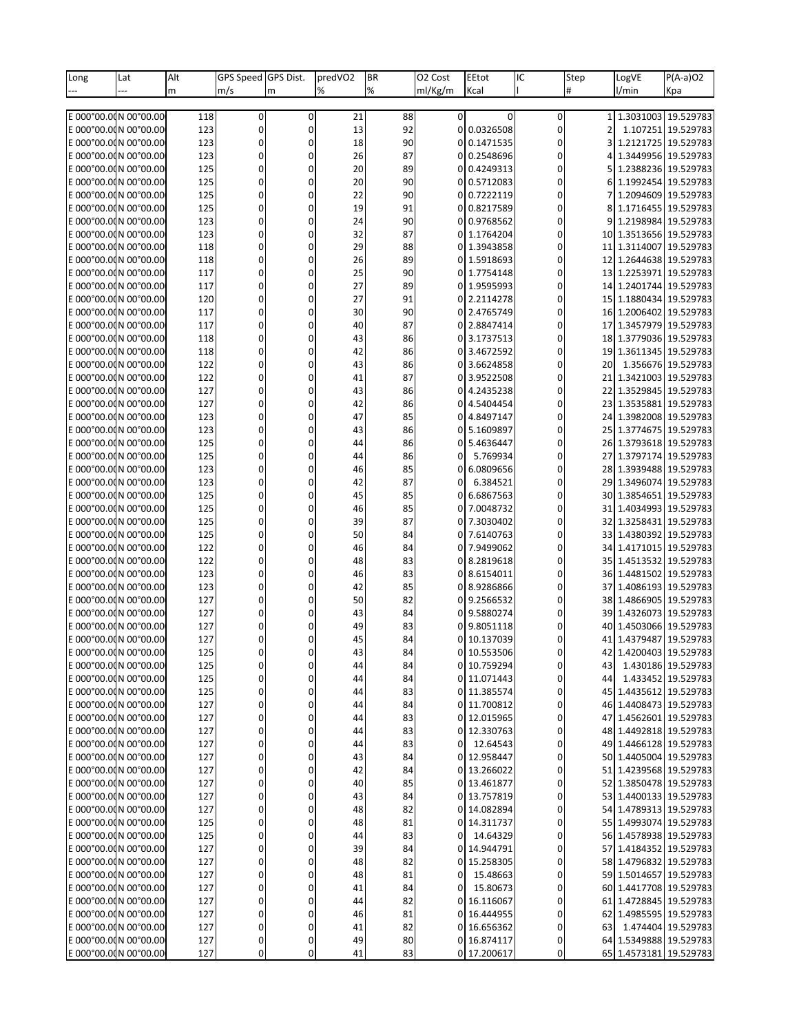| Long | Lat | Alt | GPS Speed | GPS Dist. | predVO2 | BR | O2 Cost | EEtot | IC | Step | LogVE | P(A-a)O2 |
|---|---|---|---|---|---|---|---|---|---|---|---|---|
| --- | --- | m | m/s | m | % | % | ml/Kg/m | Kcal | l | # | l/min | Kpa |
| | | | | | | | | | | | | |
| E 000°00.0( | N 00°00.00 | 118 | 0 | 0 | 21 | 88 | 0 | 0 | 0 | 1 | 1.3031003 | 19.529783 |
| E 000°00.0( | N 00°00.00 | 123 | 0 | 0 | 13 | 92 | 0 | 0.0326508 | 0 | 2 | 1.107251 | 19.529783 |
| E 000°00.0( | N 00°00.00 | 123 | 0 | 0 | 18 | 90 | 0 | 0.1471535 | 0 | 3 | 1.2121725 | 19.529783 |
| E 000°00.0( | N 00°00.00 | 123 | 0 | 0 | 26 | 87 | 0 | 0.2548696 | 0 | 4 | 1.3449956 | 19.529783 |
| E 000°00.0( | N 00°00.00 | 125 | 0 | 0 | 20 | 89 | 0 | 0.4249313 | 0 | 5 | 1.2388236 | 19.529783 |
| E 000°00.0( | N 00°00.00 | 125 | 0 | 0 | 20 | 90 | 0 | 0.5712083 | 0 | 6 | 1.1992454 | 19.529783 |
| E 000°00.0( | N 00°00.00 | 125 | 0 | 0 | 22 | 90 | 0 | 0.7222119 | 0 | 7 | 1.2094609 | 19.529783 |
| E 000°00.0( | N 00°00.00 | 125 | 0 | 0 | 19 | 91 | 0 | 0.8217589 | 0 | 8 | 1.1716455 | 19.529783 |
| E 000°00.0( | N 00°00.00 | 123 | 0 | 0 | 24 | 90 | 0 | 0.9768562 | 0 | 9 | 1.2198984 | 19.529783 |
| E 000°00.0( | N 00°00.00 | 123 | 0 | 0 | 32 | 87 | 0 | 1.1764204 | 0 | 10 | 1.3513656 | 19.529783 |
| E 000°00.0( | N 00°00.00 | 118 | 0 | 0 | 29 | 88 | 0 | 1.3943858 | 0 | 11 | 1.3114007 | 19.529783 |
| E 000°00.0( | N 00°00.00 | 118 | 0 | 0 | 26 | 89 | 0 | 1.5918693 | 0 | 12 | 1.2644638 | 19.529783 |
| E 000°00.0( | N 00°00.00 | 117 | 0 | 0 | 25 | 90 | 0 | 1.7754148 | 0 | 13 | 1.2253971 | 19.529783 |
| E 000°00.0( | N 00°00.00 | 117 | 0 | 0 | 27 | 89 | 0 | 1.9595993 | 0 | 14 | 1.2401744 | 19.529783 |
| E 000°00.0( | N 00°00.00 | 120 | 0 | 0 | 27 | 91 | 0 | 2.2114278 | 0 | 15 | 1.1880434 | 19.529783 |
| E 000°00.0( | N 00°00.00 | 117 | 0 | 0 | 30 | 90 | 0 | 2.4765749 | 0 | 16 | 1.2006402 | 19.529783 |
| E 000°00.0( | N 00°00.00 | 117 | 0 | 0 | 40 | 87 | 0 | 2.8847414 | 0 | 17 | 1.3457979 | 19.529783 |
| E 000°00.0( | N 00°00.00 | 118 | 0 | 0 | 43 | 86 | 0 | 3.1737513 | 0 | 18 | 1.3779036 | 19.529783 |
| E 000°00.0( | N 00°00.00 | 118 | 0 | 0 | 42 | 86 | 0 | 3.4672592 | 0 | 19 | 1.3611345 | 19.529783 |
| E 000°00.0( | N 00°00.00 | 122 | 0 | 0 | 43 | 86 | 0 | 3.6624858 | 0 | 20 | 1.356676 | 19.529783 |
| E 000°00.0( | N 00°00.00 | 122 | 0 | 0 | 41 | 87 | 0 | 3.9522508 | 0 | 21 | 1.3421003 | 19.529783 |
| E 000°00.0( | N 00°00.00 | 127 | 0 | 0 | 43 | 86 | 0 | 4.2435238 | 0 | 22 | 1.3529845 | 19.529783 |
| E 000°00.0( | N 00°00.00 | 127 | 0 | 0 | 42 | 86 | 0 | 4.5404454 | 0 | 23 | 1.3535881 | 19.529783 |
| E 000°00.0( | N 00°00.00 | 123 | 0 | 0 | 47 | 85 | 0 | 4.8497147 | 0 | 24 | 1.3982008 | 19.529783 |
| E 000°00.0( | N 00°00.00 | 123 | 0 | 0 | 43 | 86 | 0 | 5.1609897 | 0 | 25 | 1.3774675 | 19.529783 |
| E 000°00.0( | N 00°00.00 | 125 | 0 | 0 | 44 | 86 | 0 | 5.4636447 | 0 | 26 | 1.3793618 | 19.529783 |
| E 000°00.0( | N 00°00.00 | 125 | 0 | 0 | 44 | 86 | 0 | 5.769934 | 0 | 27 | 1.3797174 | 19.529783 |
| E 000°00.0( | N 00°00.00 | 123 | 0 | 0 | 46 | 85 | 0 | 6.0809656 | 0 | 28 | 1.3939488 | 19.529783 |
| E 000°00.0( | N 00°00.00 | 123 | 0 | 0 | 42 | 87 | 0 | 6.384521 | 0 | 29 | 1.3496074 | 19.529783 |
| E 000°00.0( | N 00°00.00 | 125 | 0 | 0 | 45 | 85 | 0 | 6.6867563 | 0 | 30 | 1.3854651 | 19.529783 |
| E 000°00.0( | N 00°00.00 | 125 | 0 | 0 | 46 | 85 | 0 | 7.0048732 | 0 | 31 | 1.4034993 | 19.529783 |
| E 000°00.0( | N 00°00.00 | 125 | 0 | 0 | 39 | 87 | 0 | 7.3030402 | 0 | 32 | 1.3258431 | 19.529783 |
| E 000°00.0( | N 00°00.00 | 125 | 0 | 0 | 50 | 84 | 0 | 7.6140763 | 0 | 33 | 1.4380392 | 19.529783 |
| E 000°00.0( | N 00°00.00 | 122 | 0 | 0 | 46 | 84 | 0 | 7.9499062 | 0 | 34 | 1.4171015 | 19.529783 |
| E 000°00.0( | N 00°00.00 | 122 | 0 | 0 | 48 | 83 | 0 | 8.2819618 | 0 | 35 | 1.4513532 | 19.529783 |
| E 000°00.0( | N 00°00.00 | 123 | 0 | 0 | 46 | 83 | 0 | 8.6154011 | 0 | 36 | 1.4481502 | 19.529783 |
| E 000°00.0( | N 00°00.00 | 123 | 0 | 0 | 42 | 85 | 0 | 8.9286866 | 0 | 37 | 1.4086193 | 19.529783 |
| E 000°00.0( | N 00°00.00 | 127 | 0 | 0 | 50 | 82 | 0 | 9.2566532 | 0 | 38 | 1.4866905 | 19.529783 |
| E 000°00.0( | N 00°00.00 | 127 | 0 | 0 | 43 | 84 | 0 | 9.5880274 | 0 | 39 | 1.4326073 | 19.529783 |
| E 000°00.0( | N 00°00.00 | 127 | 0 | 0 | 49 | 83 | 0 | 9.8051118 | 0 | 40 | 1.4503066 | 19.529783 |
| E 000°00.0( | N 00°00.00 | 127 | 0 | 0 | 45 | 84 | 0 | 10.137039 | 0 | 41 | 1.4379487 | 19.529783 |
| E 000°00.0( | N 00°00.00 | 125 | 0 | 0 | 43 | 84 | 0 | 10.553506 | 0 | 42 | 1.4200403 | 19.529783 |
| E 000°00.0( | N 00°00.00 | 125 | 0 | 0 | 44 | 84 | 0 | 10.759294 | 0 | 43 | 1.430186 | 19.529783 |
| E 000°00.0( | N 00°00.00 | 125 | 0 | 0 | 44 | 84 | 0 | 11.071443 | 0 | 44 | 1.433452 | 19.529783 |
| E 000°00.0( | N 00°00.00 | 125 | 0 | 0 | 44 | 83 | 0 | 11.385574 | 0 | 45 | 1.4435612 | 19.529783 |
| E 000°00.0( | N 00°00.00 | 127 | 0 | 0 | 44 | 84 | 0 | 11.700812 | 0 | 46 | 1.4408473 | 19.529783 |
| E 000°00.0( | N 00°00.00 | 127 | 0 | 0 | 44 | 83 | 0 | 12.015965 | 0 | 47 | 1.4562601 | 19.529783 |
| E 000°00.0( | N 00°00.00 | 127 | 0 | 0 | 44 | 83 | 0 | 12.330763 | 0 | 48 | 1.4492818 | 19.529783 |
| E 000°00.0( | N 00°00.00 | 127 | 0 | 0 | 44 | 83 | 0 | 12.64543 | 0 | 49 | 1.4466128 | 19.529783 |
| E 000°00.0( | N 00°00.00 | 127 | 0 | 0 | 43 | 84 | 0 | 12.958447 | 0 | 50 | 1.4405004 | 19.529783 |
| E 000°00.0( | N 00°00.00 | 127 | 0 | 0 | 42 | 84 | 0 | 13.266022 | 0 | 51 | 1.4239568 | 19.529783 |
| E 000°00.0( | N 00°00.00 | 127 | 0 | 0 | 40 | 85 | 0 | 13.461877 | 0 | 52 | 1.3850478 | 19.529783 |
| E 000°00.0( | N 00°00.00 | 127 | 0 | 0 | 43 | 84 | 0 | 13.757819 | 0 | 53 | 1.4400133 | 19.529783 |
| E 000°00.0( | N 00°00.00 | 127 | 0 | 0 | 48 | 82 | 0 | 14.082894 | 0 | 54 | 1.4789313 | 19.529783 |
| E 000°00.0( | N 00°00.00 | 125 | 0 | 0 | 48 | 81 | 0 | 14.311737 | 0 | 55 | 1.4993074 | 19.529783 |
| E 000°00.0( | N 00°00.00 | 125 | 0 | 0 | 44 | 83 | 0 | 14.64329 | 0 | 56 | 1.4578938 | 19.529783 |
| E 000°00.0( | N 00°00.00 | 127 | 0 | 0 | 39 | 84 | 0 | 14.944791 | 0 | 57 | 1.4184352 | 19.529783 |
| E 000°00.0( | N 00°00.00 | 127 | 0 | 0 | 48 | 82 | 0 | 15.258305 | 0 | 58 | 1.4796832 | 19.529783 |
| E 000°00.0( | N 00°00.00 | 127 | 0 | 0 | 48 | 81 | 0 | 15.48663 | 0 | 59 | 1.5014657 | 19.529783 |
| E 000°00.0( | N 00°00.00 | 127 | 0 | 0 | 41 | 84 | 0 | 15.80673 | 0 | 60 | 1.4417708 | 19.529783 |
| E 000°00.0( | N 00°00.00 | 127 | 0 | 0 | 44 | 82 | 0 | 16.116067 | 0 | 61 | 1.4728845 | 19.529783 |
| E 000°00.0( | N 00°00.00 | 127 | 0 | 0 | 46 | 81 | 0 | 16.444955 | 0 | 62 | 1.4985595 | 19.529783 |
| E 000°00.0( | N 00°00.00 | 127 | 0 | 0 | 41 | 82 | 0 | 16.656362 | 0 | 63 | 1.474404 | 19.529783 |
| E 000°00.0( | N 00°00.00 | 127 | 0 | 0 | 49 | 80 | 0 | 16.874117 | 0 | 64 | 1.5349888 | 19.529783 |
| E 000°00.0( | N 00°00.00 | 127 | 0 | 0 | 41 | 83 | 0 | 17.200617 | 0 | 65 | 1.4573181 | 19.529783 |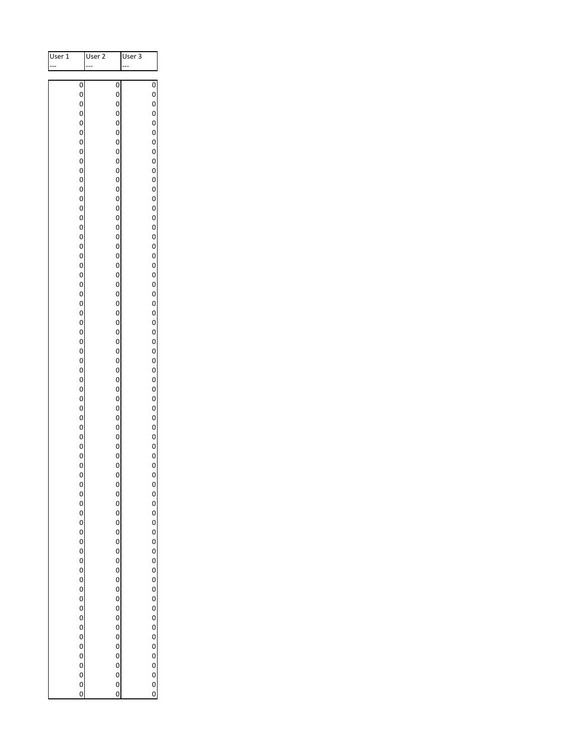| User 1 | User 2 | User 3 |
|---|---|---|
| --- | --- | --- |
| 0 | 0 | 0 |
| 0 | 0 | 0 |
| 0 | 0 | 0 |
| 0 | 0 | 0 |
| 0 | 0 | 0 |
| 0 | 0 | 0 |
| 0 | 0 | 0 |
| 0 | 0 | 0 |
| 0 | 0 | 0 |
| 0 | 0 | 0 |
| 0 | 0 | 0 |
| 0 | 0 | 0 |
| 0 | 0 | 0 |
| 0 | 0 | 0 |
| 0 | 0 | 0 |
| 0 | 0 | 0 |
| 0 | 0 | 0 |
| 0 | 0 | 0 |
| 0 | 0 | 0 |
| 0 | 0 | 0 |
| 0 | 0 | 0 |
| 0 | 0 | 0 |
| 0 | 0 | 0 |
| 0 | 0 | 0 |
| 0 | 0 | 0 |
| 0 | 0 | 0 |
| 0 | 0 | 0 |
| 0 | 0 | 0 |
| 0 | 0 | 0 |
| 0 | 0 | 0 |
| 0 | 0 | 0 |
| 0 | 0 | 0 |
| 0 | 0 | 0 |
| 0 | 0 | 0 |
| 0 | 0 | 0 |
| 0 | 0 | 0 |
| 0 | 0 | 0 |
| 0 | 0 | 0 |
| 0 | 0 | 0 |
| 0 | 0 | 0 |
| 0 | 0 | 0 |
| 0 | 0 | 0 |
| 0 | 0 | 0 |
| 0 | 0 | 0 |
| 0 | 0 | 0 |
| 0 | 0 | 0 |
| 0 | 0 | 0 |
| 0 | 0 | 0 |
| 0 | 0 | 0 |
| 0 | 0 | 0 |
| 0 | 0 | 0 |
| 0 | 0 | 0 |
| 0 | 0 | 0 |
| 0 | 0 | 0 |
| 0 | 0 | 0 |
| 0 | 0 | 0 |
| 0 | 0 | 0 |
| 0 | 0 | 0 |
| 0 | 0 | 0 |
| 0 | 0 | 0 |
| 0 | 0 | 0 |
| 0 | 0 | 0 |
| 0 | 0 | 0 |
| 0 | 0 | 0 |
| 0 | 0 | 0 |